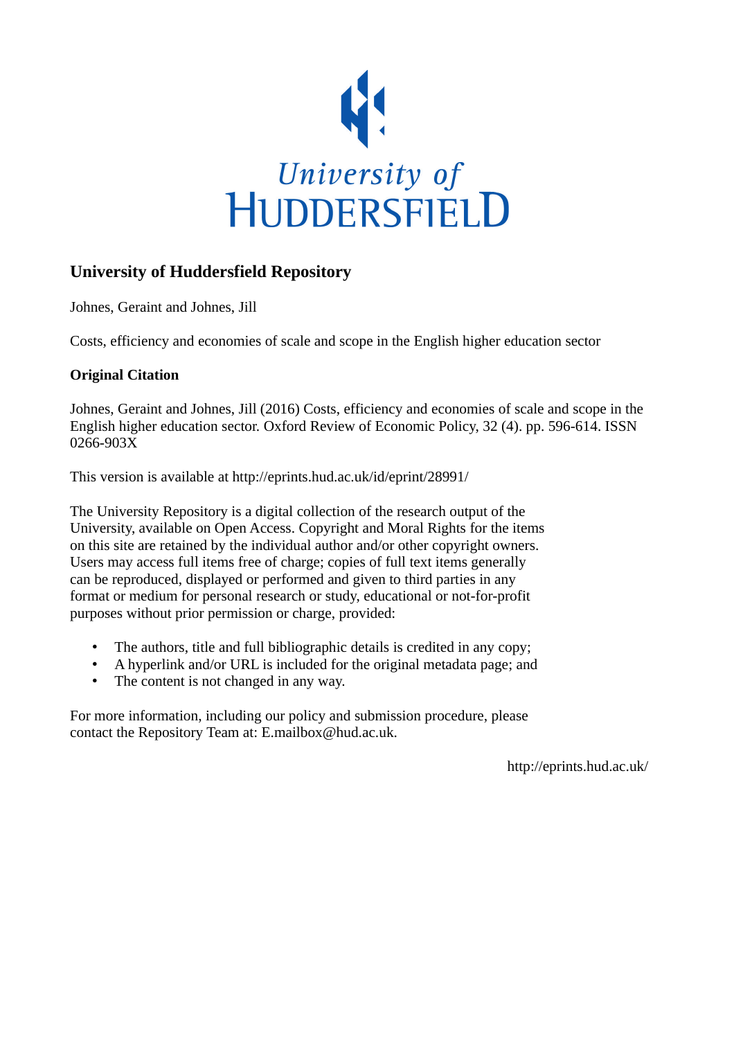University of HUDDERSFIELD

## University of Huddersfield Repository

Johnes, Geraint and Johnes, Jill

Costs, efficiency and economies of scale and scope in the English higher education sector

### Original Citation

Johnes, Geraint and Johnes, Jill (2016) Costs, efficiency and economies of scale and scope in the English higher education sector. Oxford Review of Economic Policy, 32 (4). pp. 596-614. ISSN 0266-903X

This version is available at http://eprints.hud.ac.uk/id/eprint/28991/

The University Repository is a digital collection of the research output of the University, available on Open Access. Copyright and Moral Rights for the items on this site are retained by the individual author and/or other copyright owners. Users may access full items free of charge; copies of full text items generally can be reproduced, displayed or performed and given to third parties in any format or medium for personal research or study, educational or not-for-profit purposes without prior permission or charge, provided:

- The authors, title and full bibliographic details is credited in any copy;
- A hyperlink and/or URL is included for the original metadata page; and
- The content is not changed in any way.

For more information, including our policy and submission procedure, please contact the Repository Team at: E.mailbox@hud.ac.uk.

http://eprints.hud.ac.uk/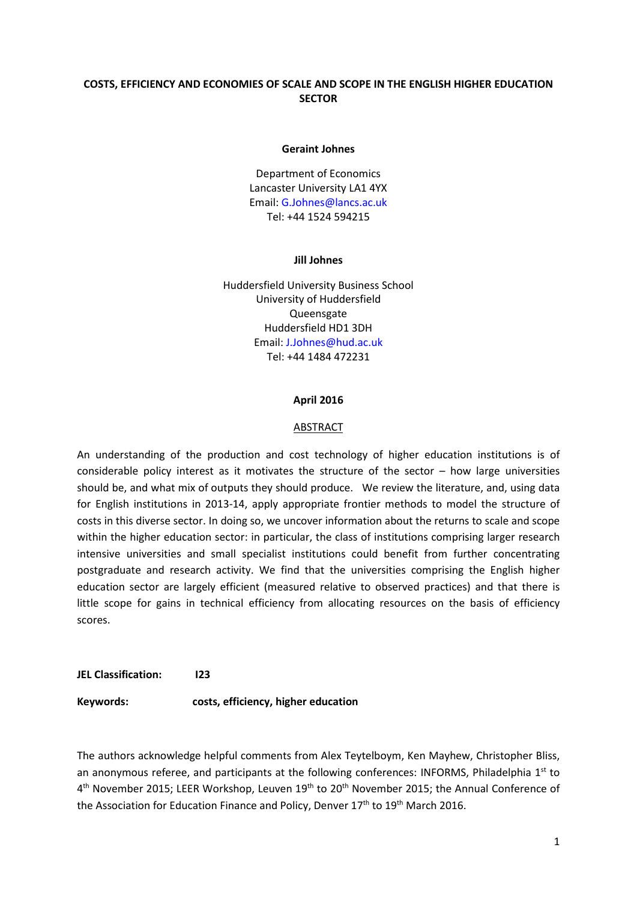**COSTS, EFFICIENCY AND ECONOMIES OF SCALE AND SCOPE IN THE ENGLISH HIGHER EDUCATION SECTOR**

**Geraint Johnes**

Department of Economics
Lancaster University LA1 4YX
Email: G.Johnes@lancs.ac.uk
Tel: +44 1524 594215

**Jill Johnes**

Huddersfield University Business School
University of Huddersfield
Queensgate
Huddersfield HD1 3DH
Email: J.Johnes@hud.ac.uk
Tel: +44 1484 472231

**April 2016**

ABSTRACT

An understanding of the production and cost technology of higher education institutions is of considerable policy interest as it motivates the structure of the sector – how large universities should be, and what mix of outputs they should produce. We review the literature, and, using data for English institutions in 2013-14, apply appropriate frontier methods to model the structure of costs in this diverse sector. In doing so, we uncover information about the returns to scale and scope within the higher education sector: in particular, the class of institutions comprising larger research intensive universities and small specialist institutions could benefit from further concentrating postgraduate and research activity. We find that the universities comprising the English higher education sector are largely efficient (measured relative to observed practices) and that there is little scope for gains in technical efficiency from allocating resources on the basis of efficiency scores.

**JEL Classification:** **I23**

**Keywords:** **costs, efficiency, higher education**

The authors acknowledge helpful comments from Alex Teytelboym, Ken Mayhew, Christopher Bliss, an anonymous referee, and participants at the following conferences: INFORMS, Philadelphia 1st to 4th November 2015; LEER Workshop, Leuven 19th to 20th November 2015; the Annual Conference of the Association for Education Finance and Policy, Denver 17th to 19th March 2016.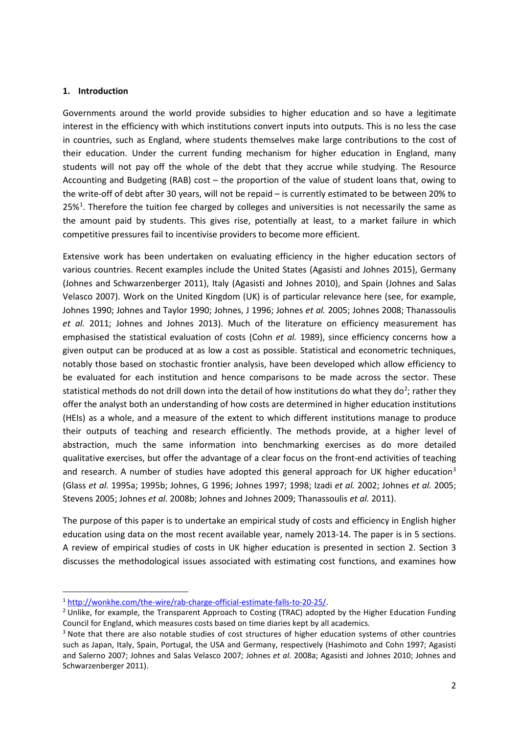## 1. Introduction

Governments around the world provide subsidies to higher education and so have a legitimate interest in the efficiency with which institutions convert inputs into outputs. This is no less the case in countries, such as England, where students themselves make large contributions to the cost of their education. Under the current funding mechanism for higher education in England, many students will not pay off the whole of the debt that they accrue while studying. The Resource Accounting and Budgeting (RAB) cost – the proportion of the value of student loans that, owing to the write-off of debt after 30 years, will not be repaid – is currently estimated to be between 20% to 25%[1]. Therefore the tuition fee charged by colleges and universities is not necessarily the same as the amount paid by students. This gives rise, potentially at least, to a market failure in which competitive pressures fail to incentivise providers to become more efficient.

Extensive work has been undertaken on evaluating efficiency in the higher education sectors of various countries. Recent examples include the United States (Agasisti and Johnes 2015), Germany (Johnes and Schwarzenberger 2011), Italy (Agasisti and Johnes 2010), and Spain (Johnes and Salas Velasco 2007). Work on the United Kingdom (UK) is of particular relevance here (see, for example, Johnes 1990; Johnes and Taylor 1990; Johnes, J 1996; Johnes *et al.* 2005; Johnes 2008; Thanassoulis *et al.* 2011; Johnes and Johnes 2013). Much of the literature on efficiency measurement has emphasised the statistical evaluation of costs (Cohn *et al.* 1989), since efficiency concerns how a given output can be produced at as low a cost as possible. Statistical and econometric techniques, notably those based on stochastic frontier analysis, have been developed which allow efficiency to be evaluated for each institution and hence comparisons to be made across the sector. These statistical methods do not drill down into the detail of how institutions do what they do[2]; rather they offer the analyst both an understanding of how costs are determined in higher education institutions (HEIs) as a whole, and a measure of the extent to which different institutions manage to produce their outputs of teaching and research efficiently. The methods provide, at a higher level of abstraction, much the same information into benchmarking exercises as do more detailed qualitative exercises, but offer the advantage of a clear focus on the front-end activities of teaching and research. A number of studies have adopted this general approach for UK higher education[3] (Glass *et al.* 1995a; 1995b; Johnes, G 1996; Johnes 1997; 1998; Izadi *et al.* 2002; Johnes *et al.* 2005; Stevens 2005; Johnes *et al.* 2008b; Johnes and Johnes 2009; Thanassoulis *et al.* 2011).

The purpose of this paper is to undertake an empirical study of costs and efficiency in English higher education using data on the most recent available year, namely 2013-14. The paper is in 5 sections. A review of empirical studies of costs in UK higher education is presented in section 2. Section 3 discusses the methodological issues associated with estimating cost functions, and examines how

---

[1] http://wonkhe.com/the-wire/rab-charge-official-estimate-falls-to-20-25/.

[2] Unlike, for example, the Transparent Approach to Costing (TRAC) adopted by the Higher Education Funding Council for England, which measures costs based on time diaries kept by all academics.

[3] Note that there are also notable studies of cost structures of higher education systems of other countries such as Japan, Italy, Spain, Portugal, the USA and Germany, respectively (Hashimoto and Cohn 1997; Agasisti and Salerno 2007; Johnes and Salas Velasco 2007; Johnes *et al.* 2008a; Agasisti and Johnes 2010; Johnes and Schwarzenberger 2011).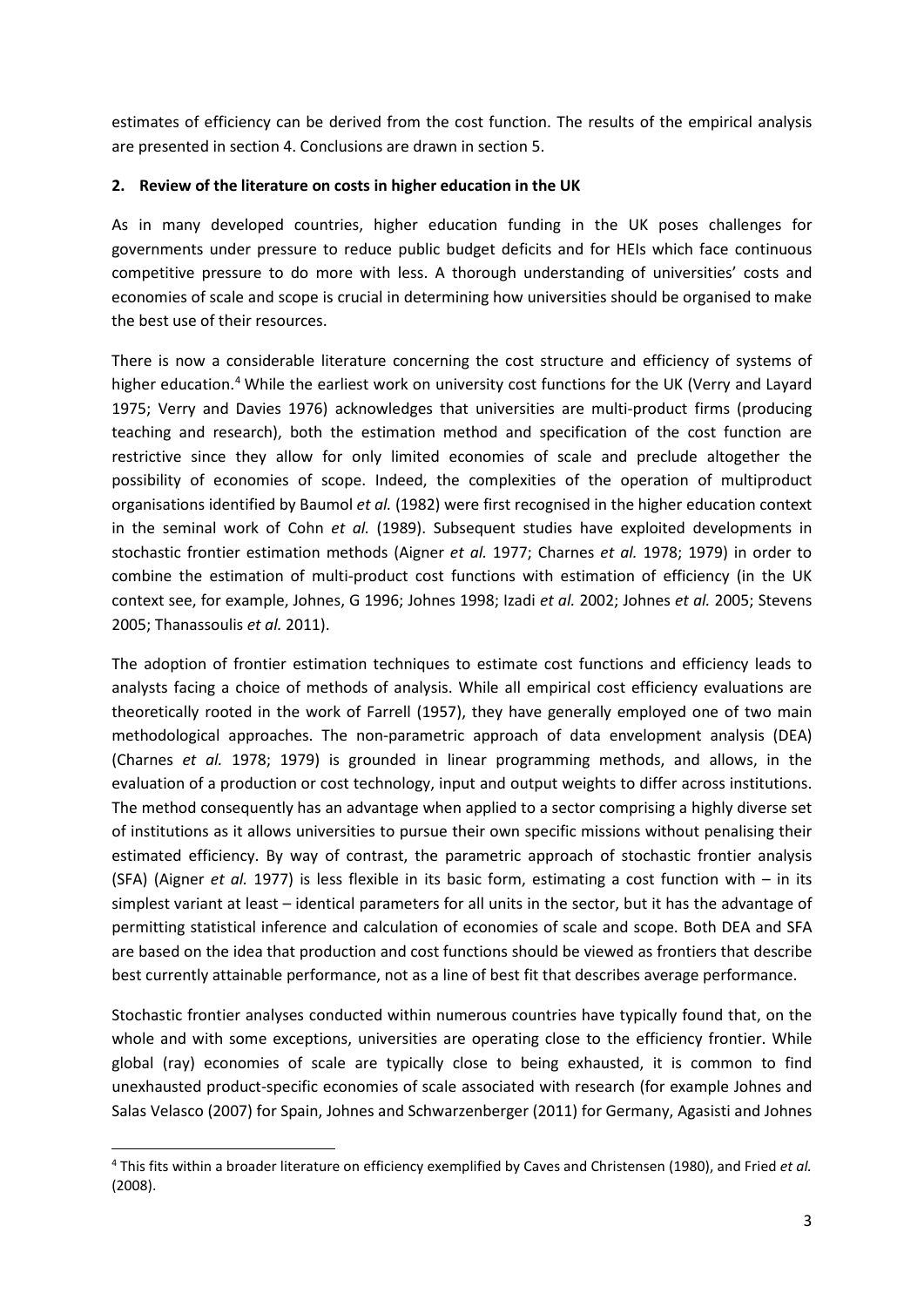estimates of efficiency can be derived from the cost function. The results of the empirical analysis are presented in section 4. Conclusions are drawn in section 5.

## 2. Review of the literature on costs in higher education in the UK

As in many developed countries, higher education funding in the UK poses challenges for governments under pressure to reduce public budget deficits and for HEIs which face continuous competitive pressure to do more with less. A thorough understanding of universities' costs and economies of scale and scope is crucial in determining how universities should be organised to make the best use of their resources.

There is now a considerable literature concerning the cost structure and efficiency of systems of higher education.[4] While the earliest work on university cost functions for the UK (Verry and Layard 1975; Verry and Davies 1976) acknowledges that universities are multi-product firms (producing teaching and research), both the estimation method and specification of the cost function are restrictive since they allow for only limited economies of scale and preclude altogether the possibility of economies of scope. Indeed, the complexities of the operation of multiproduct organisations identified by Baumol *et al.* (1982) were first recognised in the higher education context in the seminal work of Cohn *et al.* (1989). Subsequent studies have exploited developments in stochastic frontier estimation methods (Aigner *et al.* 1977; Charnes *et al.* 1978; 1979) in order to combine the estimation of multi-product cost functions with estimation of efficiency (in the UK context see, for example, Johnes, G 1996; Johnes 1998; Izadi *et al.* 2002; Johnes *et al.* 2005; Stevens 2005; Thanassoulis *et al.* 2011).

The adoption of frontier estimation techniques to estimate cost functions and efficiency leads to analysts facing a choice of methods of analysis. While all empirical cost efficiency evaluations are theoretically rooted in the work of Farrell (1957), they have generally employed one of two main methodological approaches. The non-parametric approach of data envelopment analysis (DEA) (Charnes *et al.* 1978; 1979) is grounded in linear programming methods, and allows, in the evaluation of a production or cost technology, input and output weights to differ across institutions. The method consequently has an advantage when applied to a sector comprising a highly diverse set of institutions as it allows universities to pursue their own specific missions without penalising their estimated efficiency. By way of contrast, the parametric approach of stochastic frontier analysis (SFA) (Aigner *et al.* 1977) is less flexible in its basic form, estimating a cost function with – in its simplest variant at least – identical parameters for all units in the sector, but it has the advantage of permitting statistical inference and calculation of economies of scale and scope. Both DEA and SFA are based on the idea that production and cost functions should be viewed as frontiers that describe best currently attainable performance, not as a line of best fit that describes average performance.

Stochastic frontier analyses conducted within numerous countries have typically found that, on the whole and with some exceptions, universities are operating close to the efficiency frontier. While global (ray) economies of scale are typically close to being exhausted, it is common to find unexhausted product-specific economies of scale associated with research (for example Johnes and Salas Velasco (2007) for Spain, Johnes and Schwarzenberger (2011) for Germany, Agasisti and Johnes

---

[4] This fits within a broader literature on efficiency exemplified by Caves and Christensen (1980), and Fried *et al.* (2008).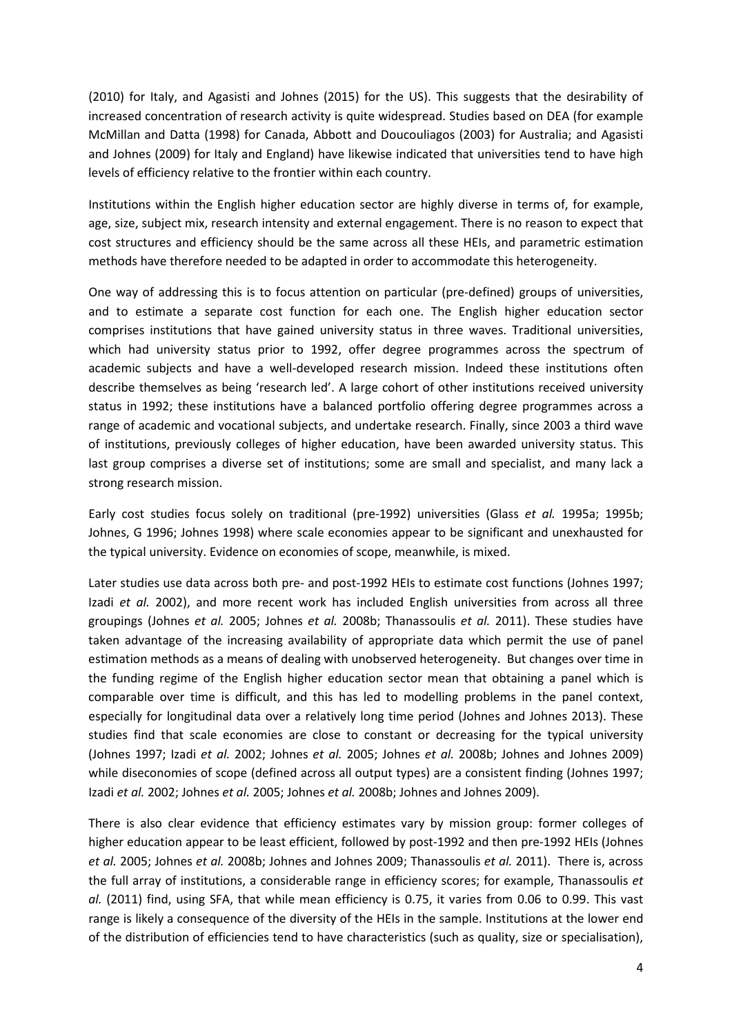(2010) for Italy, and Agasisti and Johnes (2015) for the US). This suggests that the desirability of increased concentration of research activity is quite widespread. Studies based on DEA (for example McMillan and Datta (1998) for Canada, Abbott and Doucouliagos (2003) for Australia; and Agasisti and Johnes (2009) for Italy and England) have likewise indicated that universities tend to have high levels of efficiency relative to the frontier within each country.

Institutions within the English higher education sector are highly diverse in terms of, for example, age, size, subject mix, research intensity and external engagement. There is no reason to expect that cost structures and efficiency should be the same across all these HEIs, and parametric estimation methods have therefore needed to be adapted in order to accommodate this heterogeneity.

One way of addressing this is to focus attention on particular (pre-defined) groups of universities, and to estimate a separate cost function for each one. The English higher education sector comprises institutions that have gained university status in three waves. Traditional universities, which had university status prior to 1992, offer degree programmes across the spectrum of academic subjects and have a well-developed research mission. Indeed these institutions often describe themselves as being 'research led'. A large cohort of other institutions received university status in 1992; these institutions have a balanced portfolio offering degree programmes across a range of academic and vocational subjects, and undertake research. Finally, since 2003 a third wave of institutions, previously colleges of higher education, have been awarded university status. This last group comprises a diverse set of institutions; some are small and specialist, and many lack a strong research mission.

Early cost studies focus solely on traditional (pre-1992) universities (Glass *et al.* 1995a; 1995b; Johnes, G 1996; Johnes 1998) where scale economies appear to be significant and unexhausted for the typical university. Evidence on economies of scope, meanwhile, is mixed.

Later studies use data across both pre- and post-1992 HEIs to estimate cost functions (Johnes 1997; Izadi *et al.* 2002), and more recent work has included English universities from across all three groupings (Johnes *et al.* 2005; Johnes *et al.* 2008b; Thanassoulis *et al.* 2011). These studies have taken advantage of the increasing availability of appropriate data which permit the use of panel estimation methods as a means of dealing with unobserved heterogeneity. But changes over time in the funding regime of the English higher education sector mean that obtaining a panel which is comparable over time is difficult, and this has led to modelling problems in the panel context, especially for longitudinal data over a relatively long time period (Johnes and Johnes 2013). These studies find that scale economies are close to constant or decreasing for the typical university (Johnes 1997; Izadi *et al.* 2002; Johnes *et al.* 2005; Johnes *et al.* 2008b; Johnes and Johnes 2009) while diseconomies of scope (defined across all output types) are a consistent finding (Johnes 1997; Izadi *et al.* 2002; Johnes *et al.* 2005; Johnes *et al.* 2008b; Johnes and Johnes 2009).

There is also clear evidence that efficiency estimates vary by mission group: former colleges of higher education appear to be least efficient, followed by post-1992 and then pre-1992 HEIs (Johnes *et al.* 2005; Johnes *et al.* 2008b; Johnes and Johnes 2009; Thanassoulis *et al.* 2011). There is, across the full array of institutions, a considerable range in efficiency scores; for example, Thanassoulis *et al.* (2011) find, using SFA, that while mean efficiency is 0.75, it varies from 0.06 to 0.99. This vast range is likely a consequence of the diversity of the HEIs in the sample. Institutions at the lower end of the distribution of efficiencies tend to have characteristics (such as quality, size or specialisation),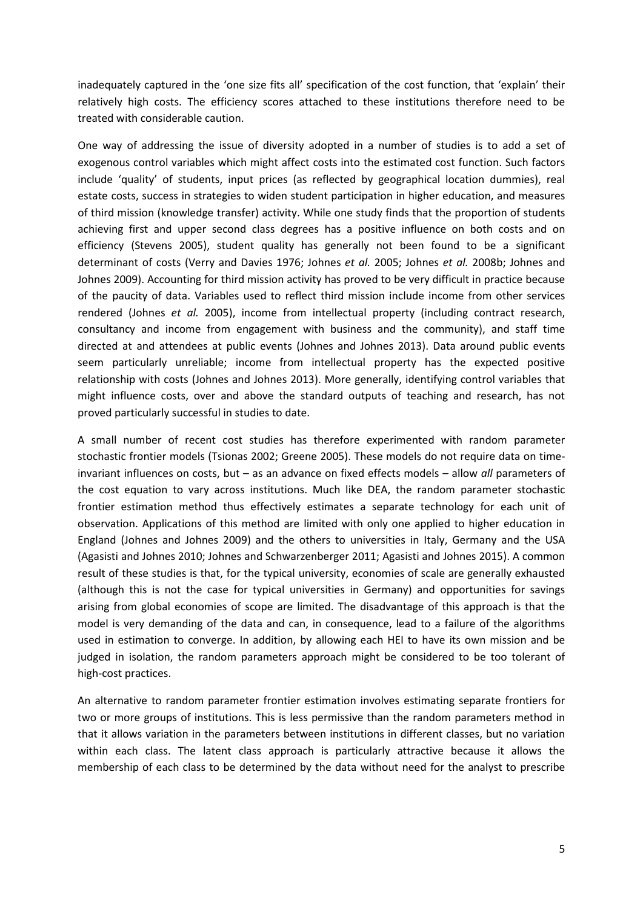inadequately captured in the 'one size fits all' specification of the cost function, that 'explain' their relatively high costs. The efficiency scores attached to these institutions therefore need to be treated with considerable caution.

One way of addressing the issue of diversity adopted in a number of studies is to add a set of exogenous control variables which might affect costs into the estimated cost function. Such factors include 'quality' of students, input prices (as reflected by geographical location dummies), real estate costs, success in strategies to widen student participation in higher education, and measures of third mission (knowledge transfer) activity. While one study finds that the proportion of students achieving first and upper second class degrees has a positive influence on both costs and on efficiency (Stevens 2005), student quality has generally not been found to be a significant determinant of costs (Verry and Davies 1976; Johnes *et al.* 2005; Johnes *et al.* 2008b; Johnes and Johnes 2009). Accounting for third mission activity has proved to be very difficult in practice because of the paucity of data. Variables used to reflect third mission include income from other services rendered (Johnes *et al.* 2005), income from intellectual property (including contract research, consultancy and income from engagement with business and the community), and staff time directed at and attendees at public events (Johnes and Johnes 2013). Data around public events seem particularly unreliable; income from intellectual property has the expected positive relationship with costs (Johnes and Johnes 2013). More generally, identifying control variables that might influence costs, over and above the standard outputs of teaching and research, has not proved particularly successful in studies to date.

A small number of recent cost studies has therefore experimented with random parameter stochastic frontier models (Tsionas 2002; Greene 2005). These models do not require data on time-invariant influences on costs, but – as an advance on fixed effects models – allow *all* parameters of the cost equation to vary across institutions. Much like DEA, the random parameter stochastic frontier estimation method thus effectively estimates a separate technology for each unit of observation. Applications of this method are limited with only one applied to higher education in England (Johnes and Johnes 2009) and the others to universities in Italy, Germany and the USA (Agasisti and Johnes 2010; Johnes and Schwarzenberger 2011; Agasisti and Johnes 2015). A common result of these studies is that, for the typical university, economies of scale are generally exhausted (although this is not the case for typical universities in Germany) and opportunities for savings arising from global economies of scope are limited. The disadvantage of this approach is that the model is very demanding of the data and can, in consequence, lead to a failure of the algorithms used in estimation to converge. In addition, by allowing each HEI to have its own mission and be judged in isolation, the random parameters approach might be considered to be too tolerant of high-cost practices.

An alternative to random parameter frontier estimation involves estimating separate frontiers for two or more groups of institutions. This is less permissive than the random parameters method in that it allows variation in the parameters between institutions in different classes, but no variation within each class. The latent class approach is particularly attractive because it allows the membership of each class to be determined by the data without need for the analyst to prescribe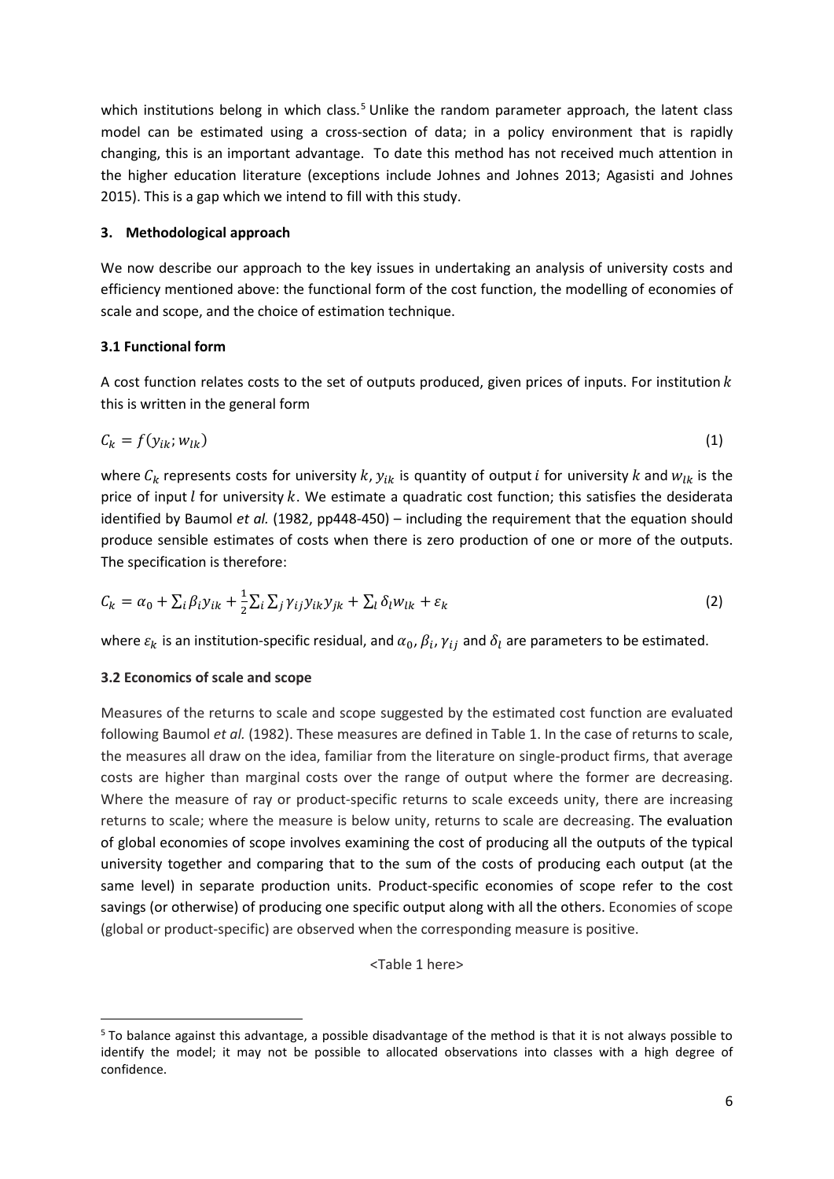which institutions belong in which class.[5] Unlike the random parameter approach, the latent class model can be estimated using a cross-section of data; in a policy environment that is rapidly changing, this is an important advantage. To date this method has not received much attention in the higher education literature (exceptions include Johnes and Johnes 2013; Agasisti and Johnes 2015). This is a gap which we intend to fill with this study.

## 3. Methodological approach

We now describe our approach to the key issues in undertaking an analysis of university costs and efficiency mentioned above: the functional form of the cost function, the modelling of economies of scale and scope, and the choice of estimation technique.

### 3.1 Functional form

A cost function relates costs to the set of outputs produced, given prices of inputs. For institution $k$ this is written in the general form

$$C_k = f(y_{ik}; w_{lk}) \tag{1}$$

where $C_k$ represents costs for university $k$, $y_{ik}$ is quantity of output $i$ for university $k$ and $w_{lk}$ is the price of input $l$ for university $k$. We estimate a quadratic cost function; this satisfies the desiderata identified by Baumol *et al.* (1982, pp448-450) – including the requirement that the equation should produce sensible estimates of costs when there is zero production of one or more of the outputs. The specification is therefore:

$$C_k = \alpha_0 + \sum_i \beta_i y_{ik} + \frac{1}{2}\sum_i \sum_j \gamma_{ij} y_{ik} y_{jk} + \sum_l \delta_l w_{lk} + \varepsilon_k \tag{2}$$

where $\varepsilon_k$ is an institution-specific residual, and $\alpha_0$, $\beta_i$, $\gamma_{ij}$ and $\delta_l$ are parameters to be estimated.

### 3.2 Economics of scale and scope

Measures of the returns to scale and scope suggested by the estimated cost function are evaluated following Baumol *et al.* (1982). These measures are defined in Table 1. In the case of returns to scale, the measures all draw on the idea, familiar from the literature on single-product firms, that average costs are higher than marginal costs over the range of output where the former are decreasing. Where the measure of ray or product-specific returns to scale exceeds unity, there are increasing returns to scale; where the measure is below unity, returns to scale are decreasing. The evaluation of global economies of scope involves examining the cost of producing all the outputs of the typical university together and comparing that to the sum of the costs of producing each output (at the same level) in separate production units. Product-specific economies of scope refer to the cost savings (or otherwise) of producing one specific output along with all the others. Economies of scope (global or product-specific) are observed when the corresponding measure is positive.

<Table 1 here>

[5] To balance against this advantage, a possible disadvantage of the method is that it is not always possible to identify the model; it may not be possible to allocated observations into classes with a high degree of confidence.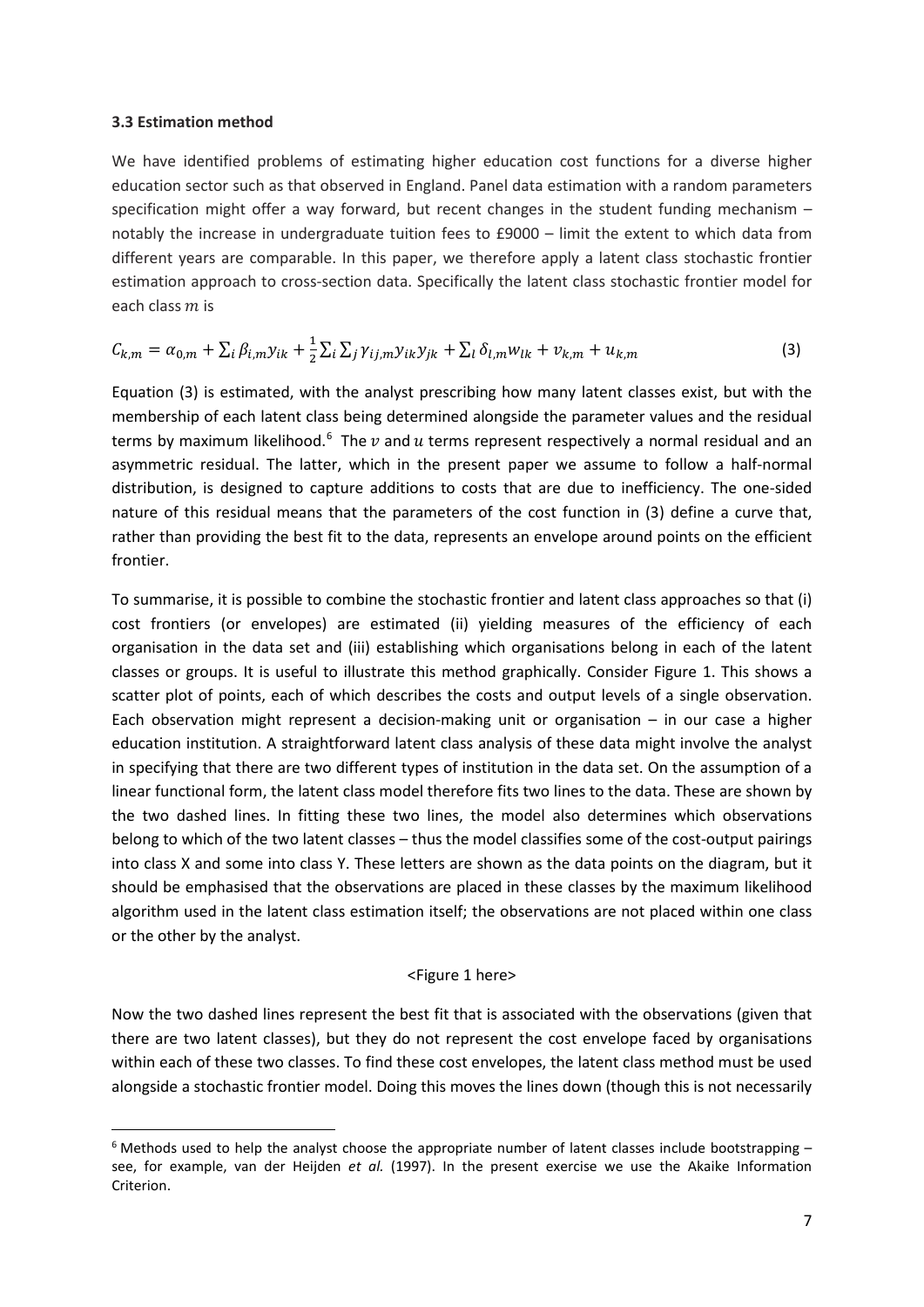### 3.3 Estimation method

We have identified problems of estimating higher education cost functions for a diverse higher education sector such as that observed in England. Panel data estimation with a random parameters specification might offer a way forward, but recent changes in the student funding mechanism – notably the increase in undergraduate tuition fees to £9000 – limit the extent to which data from different years are comparable. In this paper, we therefore apply a latent class stochastic frontier estimation approach to cross-section data. Specifically the latent class stochastic frontier model for each class $m$ is

$$C_{k,m} = \alpha_{0,m} + \sum_i \beta_{i,m} y_{ik} + \frac{1}{2} \sum_i \sum_j \gamma_{ij,m} y_{ik} y_{jk} + \sum_l \delta_{l,m} w_{lk} + v_{k,m} + u_{k,m} \tag{3}$$

Equation (3) is estimated, with the analyst prescribing how many latent classes exist, but with the membership of each latent class being determined alongside the parameter values and the residual terms by maximum likelihood.[6] The $v$ and $u$ terms represent respectively a normal residual and an asymmetric residual. The latter, which in the present paper we assume to follow a half-normal distribution, is designed to capture additions to costs that are due to inefficiency. The one-sided nature of this residual means that the parameters of the cost function in (3) define a curve that, rather than providing the best fit to the data, represents an envelope around points on the efficient frontier.

To summarise, it is possible to combine the stochastic frontier and latent class approaches so that (i) cost frontiers (or envelopes) are estimated (ii) yielding measures of the efficiency of each organisation in the data set and (iii) establishing which organisations belong in each of the latent classes or groups. It is useful to illustrate this method graphically. Consider Figure 1. This shows a scatter plot of points, each of which describes the costs and output levels of a single observation. Each observation might represent a decision-making unit or organisation – in our case a higher education institution. A straightforward latent class analysis of these data might involve the analyst in specifying that there are two different types of institution in the data set. On the assumption of a linear functional form, the latent class model therefore fits two lines to the data. These are shown by the two dashed lines. In fitting these two lines, the model also determines which observations belong to which of the two latent classes – thus the model classifies some of the cost-output pairings into class X and some into class Y. These letters are shown as the data points on the diagram, but it should be emphasised that the observations are placed in these classes by the maximum likelihood algorithm used in the latent class estimation itself; the observations are not placed within one class or the other by the analyst.

<Figure 1 here>

Now the two dashed lines represent the best fit that is associated with the observations (given that there are two latent classes), but they do not represent the cost envelope faced by organisations within each of these two classes. To find these cost envelopes, the latent class method must be used alongside a stochastic frontier model. Doing this moves the lines down (though this is not necessarily

---

[6] Methods used to help the analyst choose the appropriate number of latent classes include bootstrapping – see, for example, van der Heijden *et al.* (1997). In the present exercise we use the Akaike Information Criterion.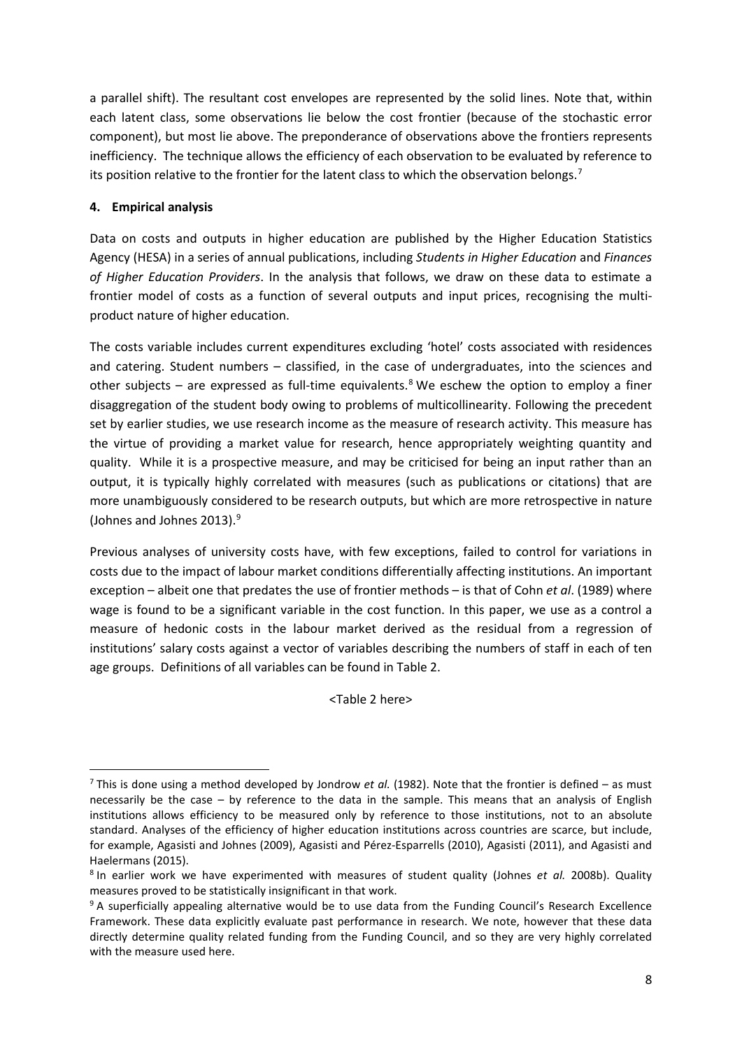a parallel shift). The resultant cost envelopes are represented by the solid lines. Note that, within each latent class, some observations lie below the cost frontier (because of the stochastic error component), but most lie above. The preponderance of observations above the frontiers represents inefficiency. The technique allows the efficiency of each observation to be evaluated by reference to its position relative to the frontier for the latent class to which the observation belongs.[7]

## 4. Empirical analysis

Data on costs and outputs in higher education are published by the Higher Education Statistics Agency (HESA) in a series of annual publications, including *Students in Higher Education* and *Finances of Higher Education Providers*. In the analysis that follows, we draw on these data to estimate a frontier model of costs as a function of several outputs and input prices, recognising the multi-product nature of higher education.

The costs variable includes current expenditures excluding 'hotel' costs associated with residences and catering. Student numbers – classified, in the case of undergraduates, into the sciences and other subjects – are expressed as full-time equivalents.[8] We eschew the option to employ a finer disaggregation of the student body owing to problems of multicollinearity. Following the precedent set by earlier studies, we use research income as the measure of research activity. This measure has the virtue of providing a market value for research, hence appropriately weighting quantity and quality. While it is a prospective measure, and may be criticised for being an input rather than an output, it is typically highly correlated with measures (such as publications or citations) that are more unambiguously considered to be research outputs, but which are more retrospective in nature (Johnes and Johnes 2013).[9]

Previous analyses of university costs have, with few exceptions, failed to control for variations in costs due to the impact of labour market conditions differentially affecting institutions. An important exception – albeit one that predates the use of frontier methods – is that of Cohn *et al*. (1989) where wage is found to be a significant variable in the cost function. In this paper, we use as a control a measure of hedonic costs in the labour market derived as the residual from a regression of institutions' salary costs against a vector of variables describing the numbers of staff in each of ten age groups. Definitions of all variables can be found in Table 2.

<Table 2 here>

---

[7] This is done using a method developed by Jondrow *et al.* (1982). Note that the frontier is defined – as must necessarily be the case – by reference to the data in the sample. This means that an analysis of English institutions allows efficiency to be measured only by reference to those institutions, not to an absolute standard. Analyses of the efficiency of higher education institutions across countries are scarce, but include, for example, Agasisti and Johnes (2009), Agasisti and Pérez-Esparrells (2010), Agasisti (2011), and Agasisti and Haelermans (2015).

[8] In earlier work we have experimented with measures of student quality (Johnes *et al.* 2008b). Quality measures proved to be statistically insignificant in that work.

[9] A superficially appealing alternative would be to use data from the Funding Council's Research Excellence Framework. These data explicitly evaluate past performance in research. We note, however that these data directly determine quality related funding from the Funding Council, and so they are very highly correlated with the measure used here.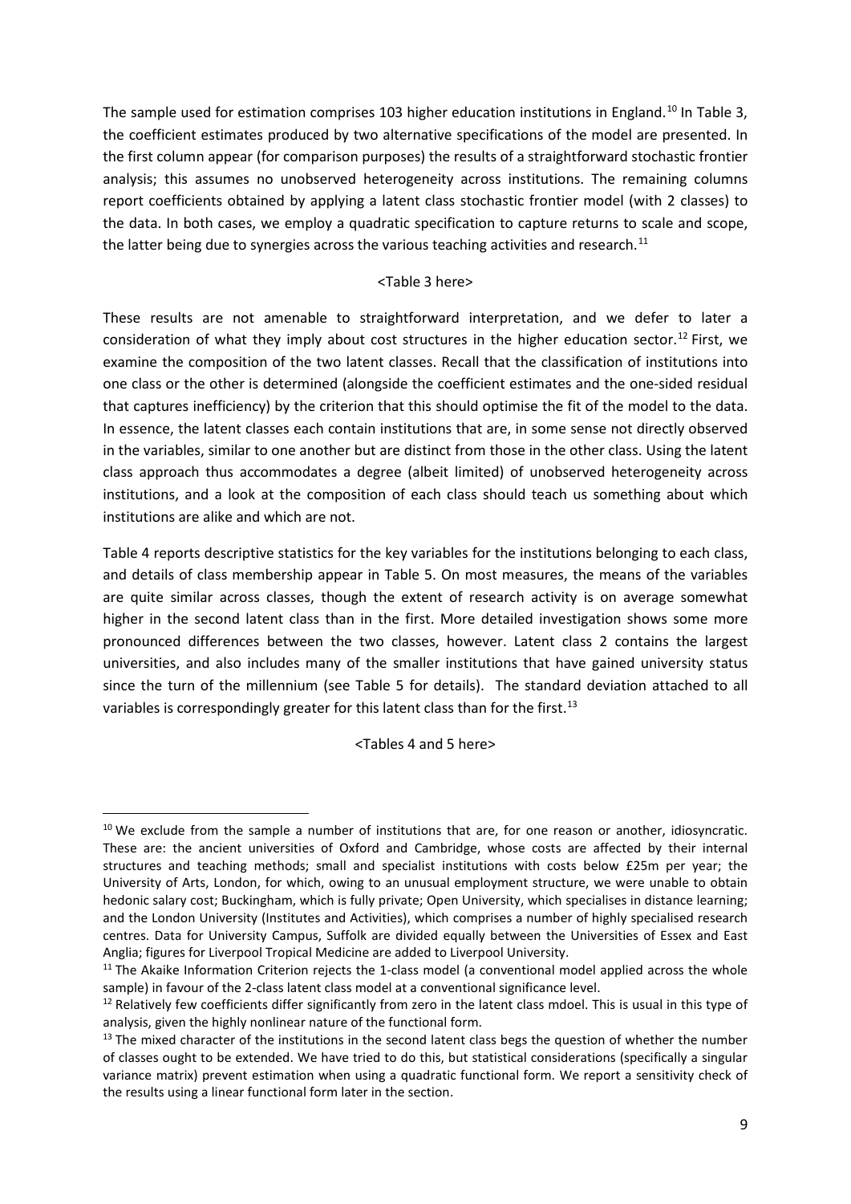The sample used for estimation comprises 103 higher education institutions in England.[10] In Table 3, the coefficient estimates produced by two alternative specifications of the model are presented. In the first column appear (for comparison purposes) the results of a straightforward stochastic frontier analysis; this assumes no unobserved heterogeneity across institutions. The remaining columns report coefficients obtained by applying a latent class stochastic frontier model (with 2 classes) to the data. In both cases, we employ a quadratic specification to capture returns to scale and scope, the latter being due to synergies across the various teaching activities and research.[11]

<Table 3 here>

These results are not amenable to straightforward interpretation, and we defer to later a consideration of what they imply about cost structures in the higher education sector.[12] First, we examine the composition of the two latent classes. Recall that the classification of institutions into one class or the other is determined (alongside the coefficient estimates and the one-sided residual that captures inefficiency) by the criterion that this should optimise the fit of the model to the data. In essence, the latent classes each contain institutions that are, in some sense not directly observed in the variables, similar to one another but are distinct from those in the other class. Using the latent class approach thus accommodates a degree (albeit limited) of unobserved heterogeneity across institutions, and a look at the composition of each class should teach us something about which institutions are alike and which are not.

Table 4 reports descriptive statistics for the key variables for the institutions belonging to each class, and details of class membership appear in Table 5. On most measures, the means of the variables are quite similar across classes, though the extent of research activity is on average somewhat higher in the second latent class than in the first. More detailed investigation shows some more pronounced differences between the two classes, however. Latent class 2 contains the largest universities, and also includes many of the smaller institutions that have gained university status since the turn of the millennium (see Table 5 for details). The standard deviation attached to all variables is correspondingly greater for this latent class than for the first.[13]

<Tables 4 and 5 here>

---

[10] We exclude from the sample a number of institutions that are, for one reason or another, idiosyncratic. These are: the ancient universities of Oxford and Cambridge, whose costs are affected by their internal structures and teaching methods; small and specialist institutions with costs below £25m per year; the University of Arts, London, for which, owing to an unusual employment structure, we were unable to obtain hedonic salary cost; Buckingham, which is fully private; Open University, which specialises in distance learning; and the London University (Institutes and Activities), which comprises a number of highly specialised research centres. Data for University Campus, Suffolk are divided equally between the Universities of Essex and East Anglia; figures for Liverpool Tropical Medicine are added to Liverpool University.

[11] The Akaike Information Criterion rejects the 1-class model (a conventional model applied across the whole sample) in favour of the 2-class latent class model at a conventional significance level.

[12] Relatively few coefficients differ significantly from zero in the latent class mdoel. This is usual in this type of analysis, given the highly nonlinear nature of the functional form.

[13] The mixed character of the institutions in the second latent class begs the question of whether the number of classes ought to be extended. We have tried to do this, but statistical considerations (specifically a singular variance matrix) prevent estimation when using a quadratic functional form. We report a sensitivity check of the results using a linear functional form later in the section.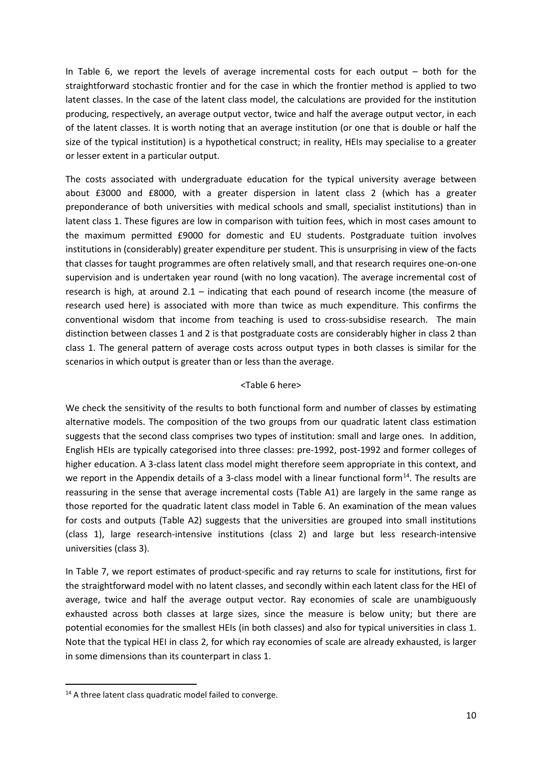In Table 6, we report the levels of average incremental costs for each output – both for the straightforward stochastic frontier and for the case in which the frontier method is applied to two latent classes. In the case of the latent class model, the calculations are provided for the institution producing, respectively, an average output vector, twice and half the average output vector, in each of the latent classes. It is worth noting that an average institution (or one that is double or half the size of the typical institution) is a hypothetical construct; in reality, HEIs may specialise to a greater or lesser extent in a particular output.

The costs associated with undergraduate education for the typical university average between about £3000 and £8000, with a greater dispersion in latent class 2 (which has a greater preponderance of both universities with medical schools and small, specialist institutions) than in latent class 1. These figures are low in comparison with tuition fees, which in most cases amount to the maximum permitted £9000 for domestic and EU students. Postgraduate tuition involves institutions in (considerably) greater expenditure per student. This is unsurprising in view of the facts that classes for taught programmes are often relatively small, and that research requires one-on-one supervision and is undertaken year round (with no long vacation). The average incremental cost of research is high, at around 2.1 – indicating that each pound of research income (the measure of research used here) is associated with more than twice as much expenditure. This confirms the conventional wisdom that income from teaching is used to cross-subsidise research. The main distinction between classes 1 and 2 is that postgraduate costs are considerably higher in class 2 than class 1. The general pattern of average costs across output types in both classes is similar for the scenarios in which output is greater than or less than the average.

<Table 6 here>

We check the sensitivity of the results to both functional form and number of classes by estimating alternative models. The composition of the two groups from our quadratic latent class estimation suggests that the second class comprises two types of institution: small and large ones. In addition, English HEIs are typically categorised into three classes: pre-1992, post-1992 and former colleges of higher education. A 3-class latent class model might therefore seem appropriate in this context, and we report in the Appendix details of a 3-class model with a linear functional form[14]. The results are reassuring in the sense that average incremental costs (Table A1) are largely in the same range as those reported for the quadratic latent class model in Table 6. An examination of the mean values for costs and outputs (Table A2) suggests that the universities are grouped into small institutions (class 1), large research-intensive institutions (class 2) and large but less research-intensive universities (class 3).

In Table 7, we report estimates of product-specific and ray returns to scale for institutions, first for the straightforward model with no latent classes, and secondly within each latent class for the HEI of average, twice and half the average output vector. Ray economies of scale are unambiguously exhausted across both classes at large sizes, since the measure is below unity; but there are potential economies for the smallest HEIs (in both classes) and also for typical universities in class 1. Note that the typical HEI in class 2, for which ray economies of scale are already exhausted, is larger in some dimensions than its counterpart in class 1.

[14] A three latent class quadratic model failed to converge.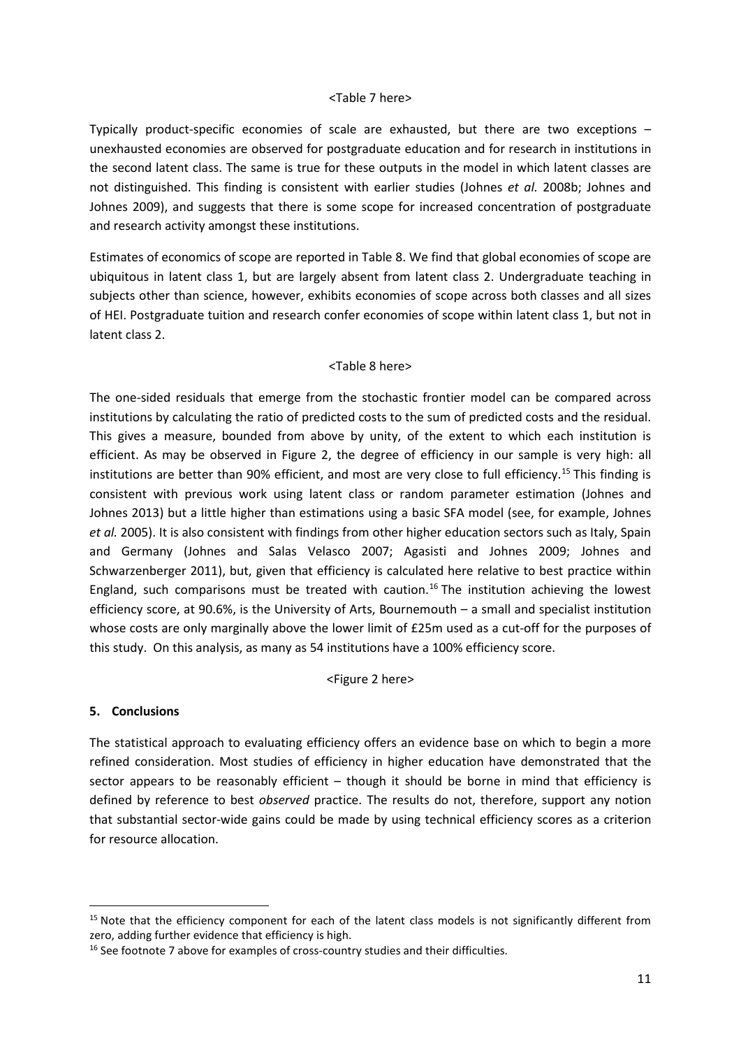<Table 7 here>

Typically product-specific economies of scale are exhausted, but there are two exceptions – unexhausted economies are observed for postgraduate education and for research in institutions in the second latent class. The same is true for these outputs in the model in which latent classes are not distinguished. This finding is consistent with earlier studies (Johnes *et al.* 2008b; Johnes and Johnes 2009), and suggests that there is some scope for increased concentration of postgraduate and research activity amongst these institutions.

Estimates of economics of scope are reported in Table 8. We find that global economies of scope are ubiquitous in latent class 1, but are largely absent from latent class 2. Undergraduate teaching in subjects other than science, however, exhibits economies of scope across both classes and all sizes of HEI. Postgraduate tuition and research confer economies of scope within latent class 1, but not in latent class 2.

<Table 8 here>

The one-sided residuals that emerge from the stochastic frontier model can be compared across institutions by calculating the ratio of predicted costs to the sum of predicted costs and the residual. This gives a measure, bounded from above by unity, of the extent to which each institution is efficient. As may be observed in Figure 2, the degree of efficiency in our sample is very high: all institutions are better than 90% efficient, and most are very close to full efficiency.[15] This finding is consistent with previous work using latent class or random parameter estimation (Johnes and Johnes 2013) but a little higher than estimations using a basic SFA model (see, for example, Johnes *et al.* 2005). It is also consistent with findings from other higher education sectors such as Italy, Spain and Germany (Johnes and Salas Velasco 2007; Agasisti and Johnes 2009; Johnes and Schwarzenberger 2011), but, given that efficiency is calculated here relative to best practice within England, such comparisons must be treated with caution.[16] The institution achieving the lowest efficiency score, at 90.6%, is the University of Arts, Bournemouth – a small and specialist institution whose costs are only marginally above the lower limit of £25m used as a cut-off for the purposes of this study. On this analysis, as many as 54 institutions have a 100% efficiency score.

<Figure 2 here>

## 5. Conclusions

The statistical approach to evaluating efficiency offers an evidence base on which to begin a more refined consideration. Most studies of efficiency in higher education have demonstrated that the sector appears to be reasonably efficient – though it should be borne in mind that efficiency is defined by reference to best *observed* practice. The results do not, therefore, support any notion that substantial sector-wide gains could be made by using technical efficiency scores as a criterion for resource allocation.

---

[15] Note that the efficiency component for each of the latent class models is not significantly different from zero, adding further evidence that efficiency is high.

[16] See footnote 7 above for examples of cross-country studies and their difficulties.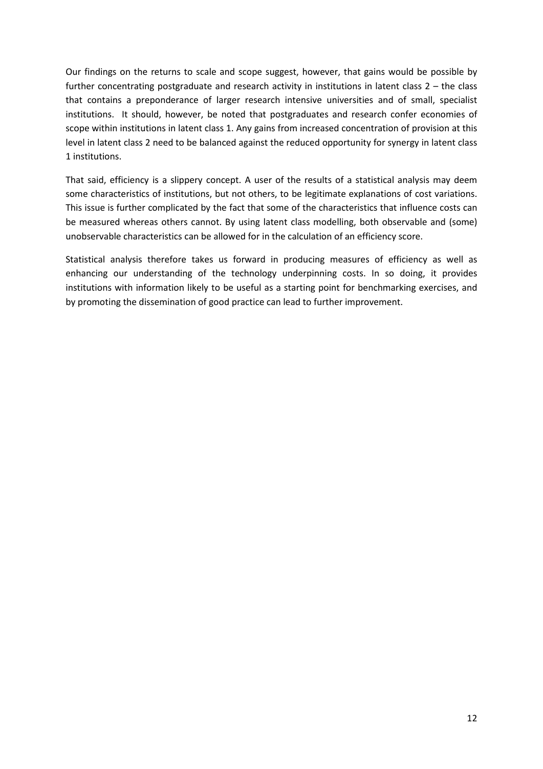Our findings on the returns to scale and scope suggest, however, that gains would be possible by further concentrating postgraduate and research activity in institutions in latent class 2 – the class that contains a preponderance of larger research intensive universities and of small, specialist institutions. It should, however, be noted that postgraduates and research confer economies of scope within institutions in latent class 1. Any gains from increased concentration of provision at this level in latent class 2 need to be balanced against the reduced opportunity for synergy in latent class 1 institutions.

That said, efficiency is a slippery concept. A user of the results of a statistical analysis may deem some characteristics of institutions, but not others, to be legitimate explanations of cost variations. This issue is further complicated by the fact that some of the characteristics that influence costs can be measured whereas others cannot. By using latent class modelling, both observable and (some) unobservable characteristics can be allowed for in the calculation of an efficiency score.

Statistical analysis therefore takes us forward in producing measures of efficiency as well as enhancing our understanding of the technology underpinning costs. In so doing, it provides institutions with information likely to be useful as a starting point for benchmarking exercises, and by promoting the dissemination of good practice can lead to further improvement.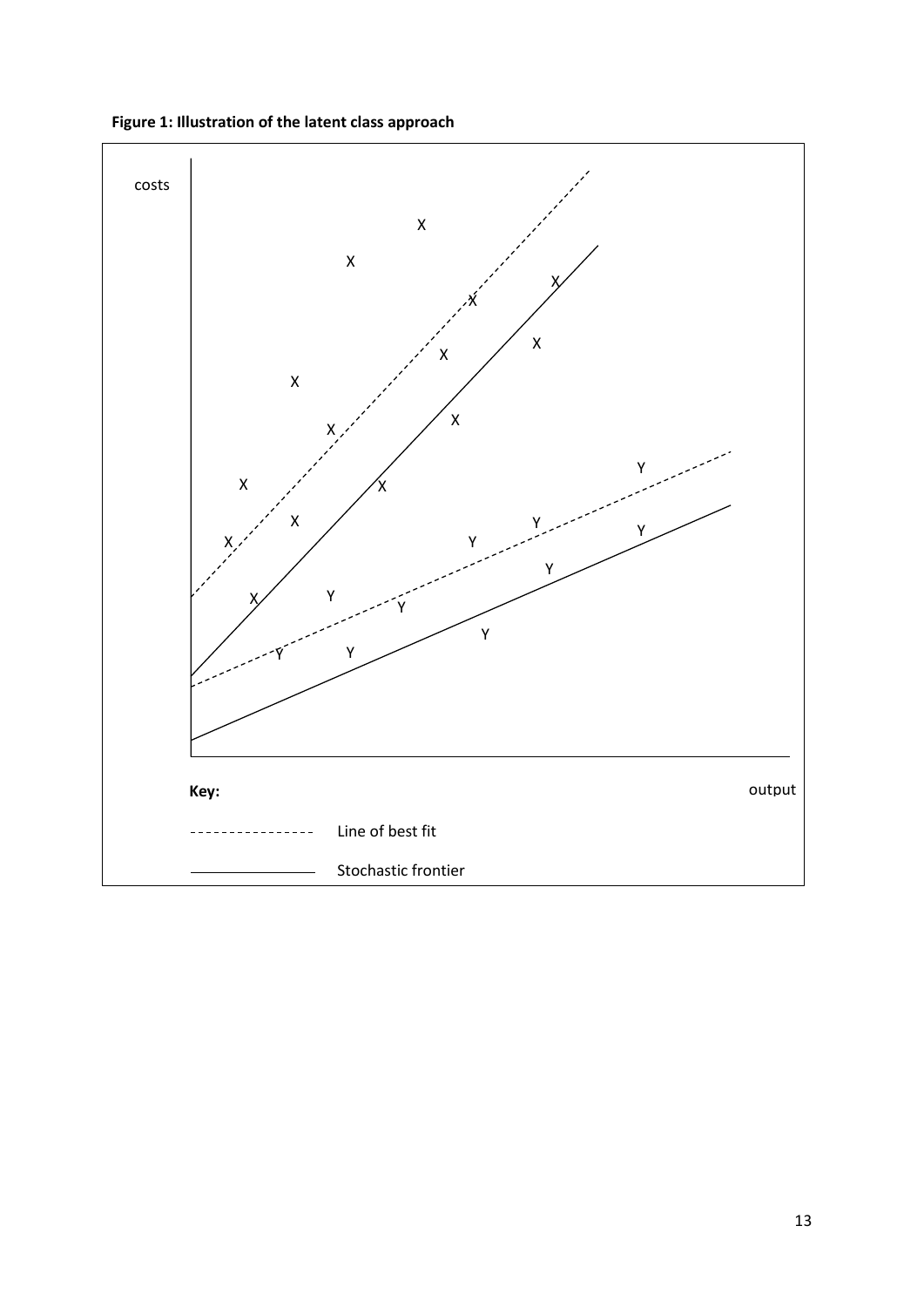**Figure 1: Illustration of the latent class approach**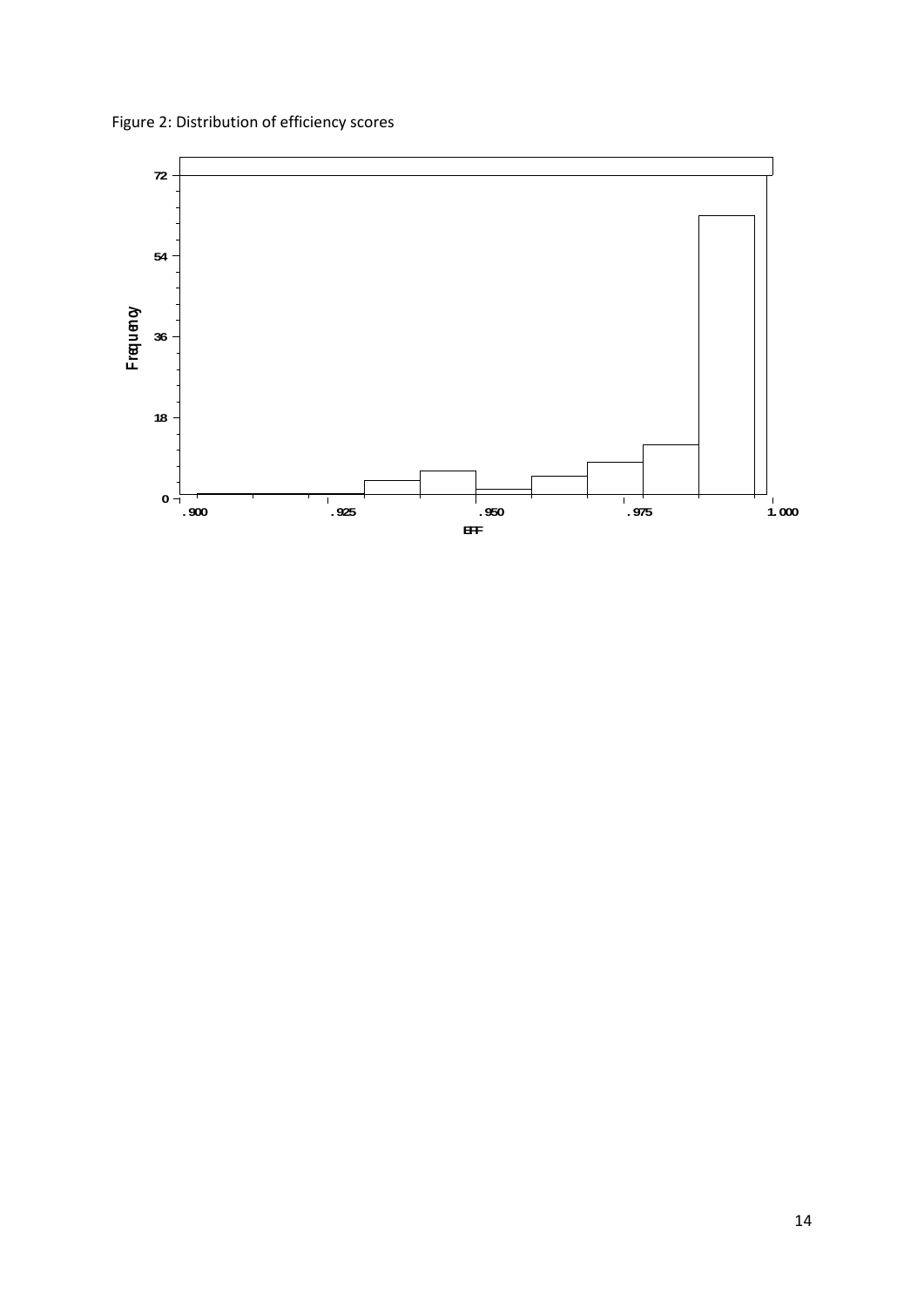Figure 2: Distribution of efficiency scores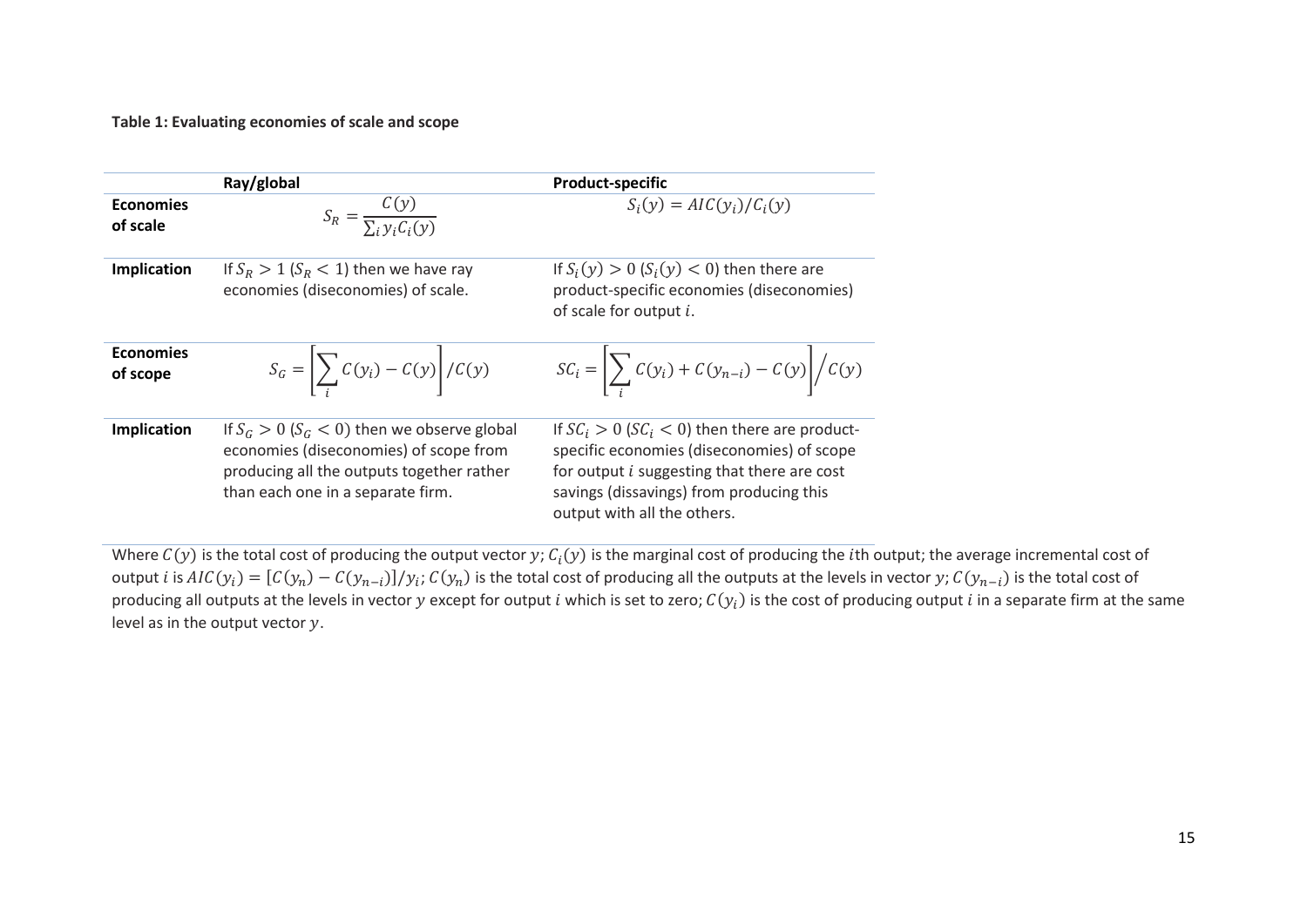**Table 1: Evaluating economies of scale and scope**

| | Ray/global | Product-specific |
|---|---|---|
| **Economies of scale** | $S_R = \dfrac{C(y)}{\sum_i y_i C_i(y)}$ | $S_i(y) = AIC(y_i)/C_i(y)$ |
| **Implication** | If $S_R > 1$ ($S_R < 1$) then we have ray economies (diseconomies) of scale. | If $S_i(y) > 0$ ($S_i(y) < 0$) then there are product-specific economies (diseconomies) of scale for output $i$. |
| **Economies of scope** | $S_G = \left[\sum_i C(y_i) - C(y)\right]/C(y)$ | $SC_i = \left[\sum_i C(y_i) + C(y_{n-i}) - C(y)\right]\Big/C(y)$ |
| **Implication** | If $S_G > 0$ ($S_G < 0$) then we observe global economies (diseconomies) of scope from producing all the outputs together rather than each one in a separate firm. | If $SC_i > 0$ ($SC_i < 0$) then there are product-specific economies (diseconomies) of scope for output $i$ suggesting that there are cost savings (dissavings) from producing this output with all the others. |

Where $C(y)$ is the total cost of producing the output vector $y$; $C_i(y)$ is the marginal cost of producing the $i$th output; the average incremental cost of output $i$ is $AIC(y_i) = [C(y_n) - C(y_{n-i})]/y_i$; $C(y_n)$ is the total cost of producing all the outputs at the levels in vector $y$; $C(y_{n-i})$ is the total cost of producing all outputs at the levels in vector $y$ except for output $i$ which is set to zero; $C(y_i)$ is the cost of producing output $i$ in a separate firm at the same level as in the output vector $y$.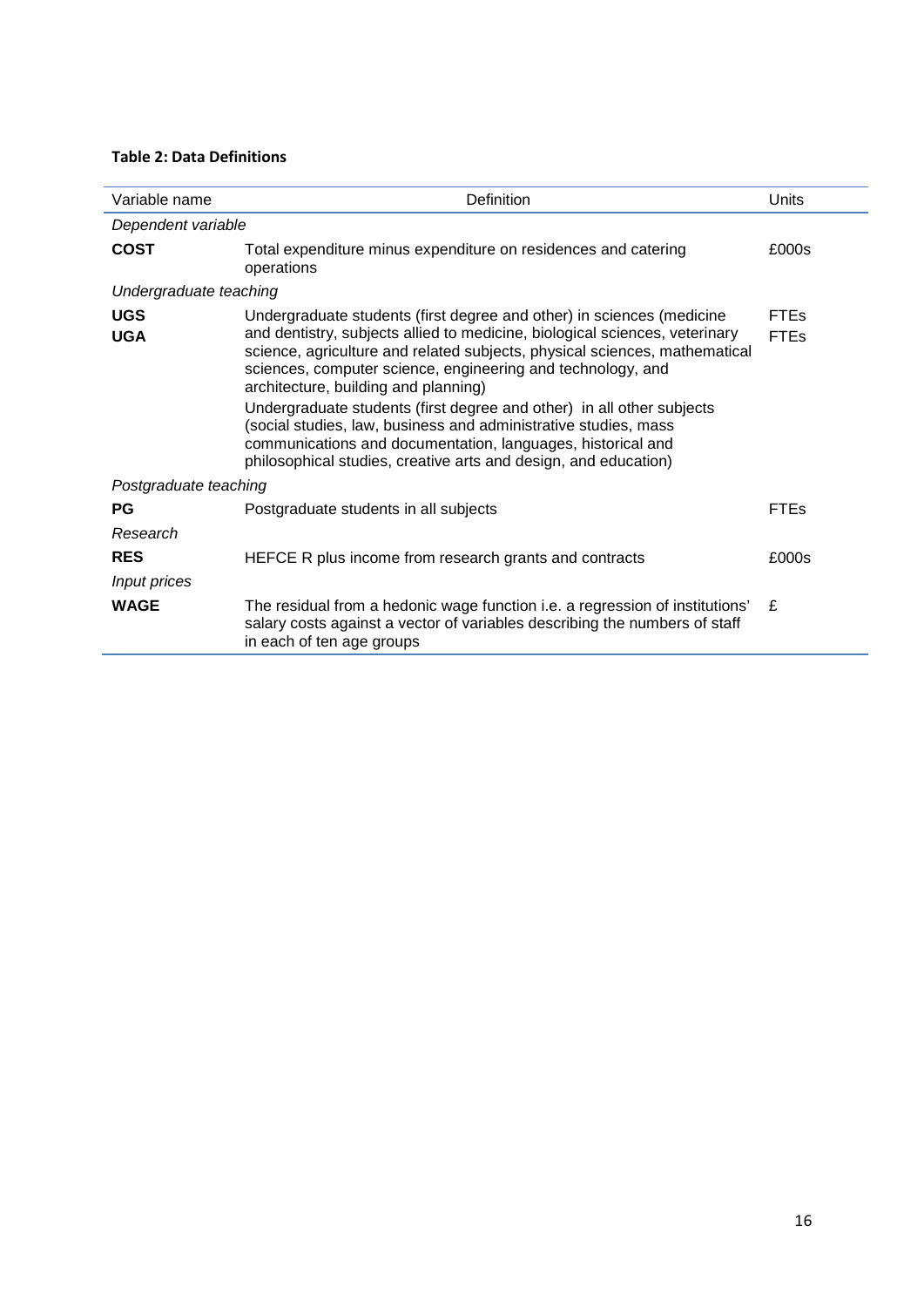**Table 2: Data Definitions**

| Variable name | Definition | Units |
|---|---|---|
| *Dependent variable* | | |
| **COST** | Total expenditure minus expenditure on residences and catering operations | £000s |
| *Undergraduate teaching* | | |
| **UGS** | Undergraduate students (first degree and other) in sciences (medicine and dentistry, subjects allied to medicine, biological sciences, veterinary science, agriculture and related subjects, physical sciences, mathematical sciences, computer science, engineering and technology, and architecture, building and planning) | FTEs |
| **UGA** | Undergraduate students (first degree and other) in all other subjects (social studies, law, business and administrative studies, mass communications and documentation, languages, historical and philosophical studies, creative arts and design, and education) | FTEs |
| *Postgraduate teaching* | | |
| **PG** | Postgraduate students in all subjects | FTEs |
| *Research* | | |
| **RES** | HEFCE R plus income from research grants and contracts | £000s |
| *Input prices* | | |
| **WAGE** | The residual from a hedonic wage function i.e. a regression of institutions' salary costs against a vector of variables describing the numbers of staff in each of ten age groups | £ |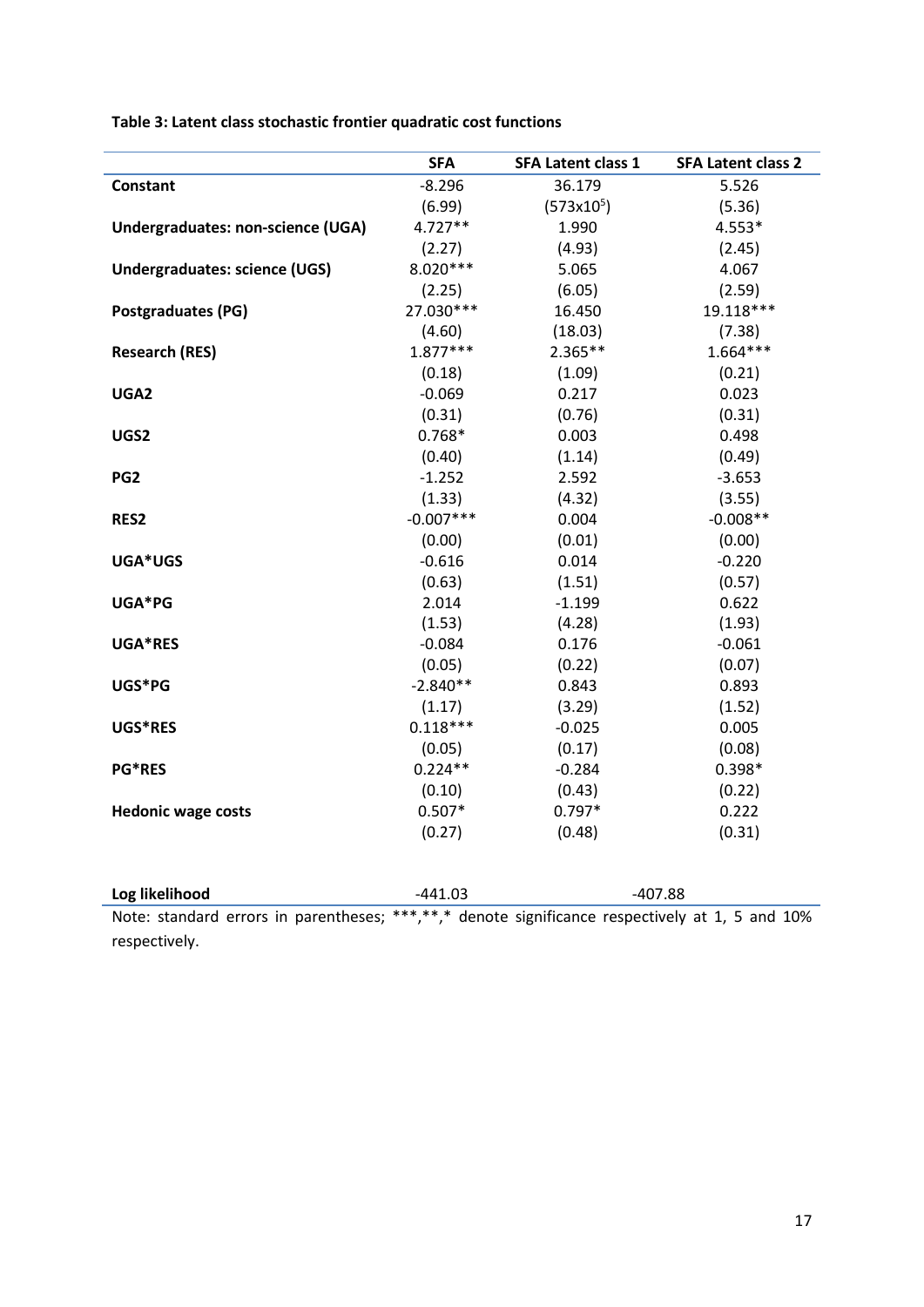**Table 3: Latent class stochastic frontier quadratic cost functions**

| | SFA | SFA Latent class 1 | SFA Latent class 2 |
|---|---|---|---|
| **Constant** | -8.296 | 36.179 | 5.526 |
| | (6.99) | ($573x10^5$) | (5.36) |
| **Undergraduates: non-science (UGA)** | 4.727** | 1.990 | 4.553* |
| | (2.27) | (4.93) | (2.45) |
| **Undergraduates: science (UGS)** | 8.020*** | 5.065 | 4.067 |
| | (2.25) | (6.05) | (2.59) |
| **Postgraduates (PG)** | 27.030*** | 16.450 | 19.118*** |
| | (4.60) | (18.03) | (7.38) |
| **Research (RES)** | 1.877*** | 2.365** | 1.664*** |
| | (0.18) | (1.09) | (0.21) |
| **UGA2** | -0.069 | 0.217 | 0.023 |
| | (0.31) | (0.76) | (0.31) |
| **UGS2** | 0.768* | 0.003 | 0.498 |
| | (0.40) | (1.14) | (0.49) |
| **PG2** | -1.252 | 2.592 | -3.653 |
| | (1.33) | (4.32) | (3.55) |
| **RES2** | -0.007*** | 0.004 | -0.008** |
| | (0.00) | (0.01) | (0.00) |
| **UGA*UGS** | -0.616 | 0.014 | -0.220 |
| | (0.63) | (1.51) | (0.57) |
| **UGA*PG** | 2.014 | -1.199 | 0.622 |
| | (1.53) | (4.28) | (1.93) |
| **UGA*RES** | -0.084 | 0.176 | -0.061 |
| | (0.05) | (0.22) | (0.07) |
| **UGS*PG** | -2.840** | 0.843 | 0.893 |
| | (1.17) | (3.29) | (1.52) |
| **UGS*RES** | 0.118*** | -0.025 | 0.005 |
| | (0.05) | (0.17) | (0.08) |
| **PG*RES** | 0.224** | -0.284 | 0.398* |
| | (0.10) | (0.43) | (0.22) |
| **Hedonic wage costs** | 0.507* | 0.797* | 0.222 |
| | (0.27) | (0.48) | (0.31) |
| | | | |
| **Log likelihood** | -441.03 | -407.88 | |

Note: standard errors in parentheses; ***,**,* denote significance respectively at 1, 5 and 10% respectively.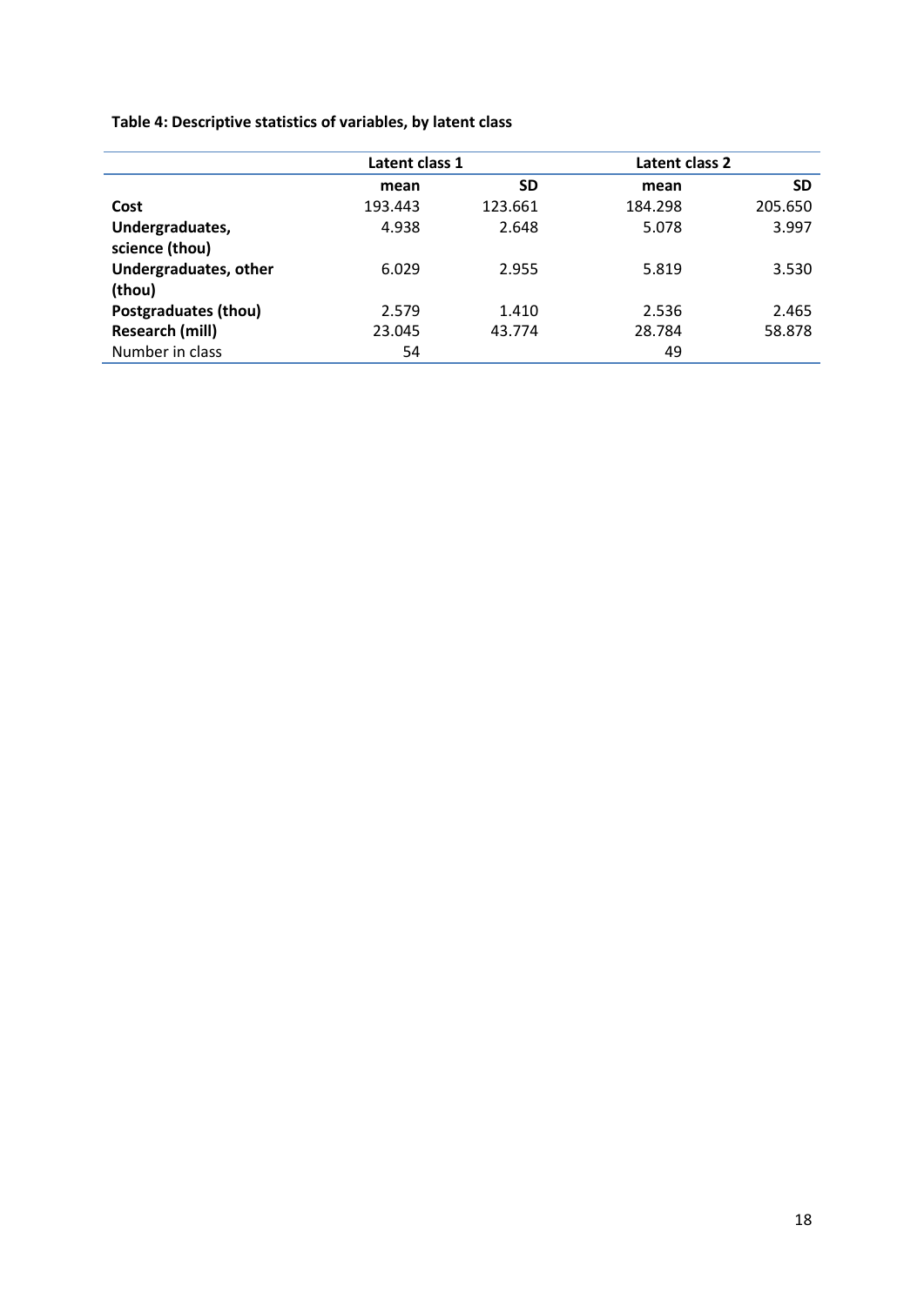**Table 4: Descriptive statistics of variables, by latent class**

| | Latent class 1 | | Latent class 2 | |
|---|---|---|---|---|
| | **mean** | **SD** | **mean** | **SD** |
| **Cost** | 193.443 | 123.661 | 184.298 | 205.650 |
| **Undergraduates, science (thou)** | 4.938 | 2.648 | 5.078 | 3.997 |
| **Undergraduates, other (thou)** | 6.029 | 2.955 | 5.819 | 3.530 |
| **Postgraduates (thou)** | 2.579 | 1.410 | 2.536 | 2.465 |
| **Research (mill)** | 23.045 | 43.774 | 28.784 | 58.878 |
| Number in class | 54 | | 49 | |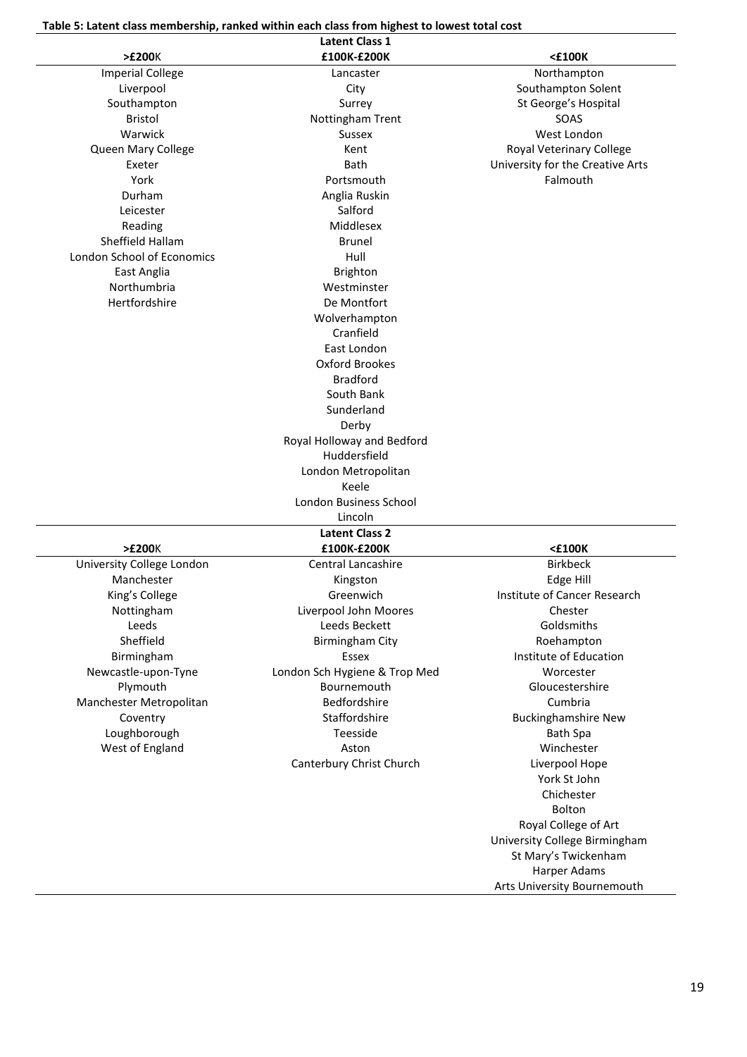**Table 5: Latent class membership, ranked within each class from highest to lowest total cost**

| >£200K | £100K-£200K | <£100K |
|---|---|---|
| **Latent Class 1** | | |
| Imperial College | Lancaster | Northampton |
| Liverpool | City | Southampton Solent |
| Southampton | Surrey | St George's Hospital |
| Bristol | Nottingham Trent | SOAS |
| Warwick | Sussex | West London |
| Queen Mary College | Kent | Royal Veterinary College |
| Exeter | Bath | University for the Creative Arts |
| York | Portsmouth | Falmouth |
| Durham | Anglia Ruskin | |
| Leicester | Salford | |
| Reading | Middlesex | |
| Sheffield Hallam | Brunel | |
| London School of Economics | Hull | |
| East Anglia | Brighton | |
| Northumbria | Westminster | |
| Hertfordshire | De Montfort | |
| | Wolverhampton | |
| | Cranfield | |
| | East London | |
| | Oxford Brookes | |
| | Bradford | |
| | South Bank | |
| | Sunderland | |
| | Derby | |
| | Royal Holloway and Bedford | |
| | Huddersfield | |
| | London Metropolitan | |
| | Keele | |
| | London Business School | |
| | Lincoln | |
| **Latent Class 2** | | |
| **>£200K** | **£100K-£200K** | **<£100K** |
| University College London | Central Lancashire | Birkbeck |
| Manchester | Kingston | Edge Hill |
| King's College | Greenwich | Institute of Cancer Research |
| Nottingham | Liverpool John Moores | Chester |
| Leeds | Leeds Beckett | Goldsmiths |
| Sheffield | Birmingham City | Roehampton |
| Birmingham | Essex | Institute of Education |
| Newcastle-upon-Tyne | London Sch Hygiene & Trop Med | Worcester |
| Plymouth | Bournemouth | Gloucestershire |
| Manchester Metropolitan | Bedfordshire | Cumbria |
| Coventry | Staffordshire | Buckinghamshire New |
| Loughborough | Teesside | Bath Spa |
| West of England | Aston | Winchester |
| | Canterbury Christ Church | Liverpool Hope |
| | | York St John |
| | | Chichester |
| | | Bolton |
| | | Royal College of Art |
| | | University College Birmingham |
| | | St Mary's Twickenham |
| | | Harper Adams |
| | | Arts University Bournemouth |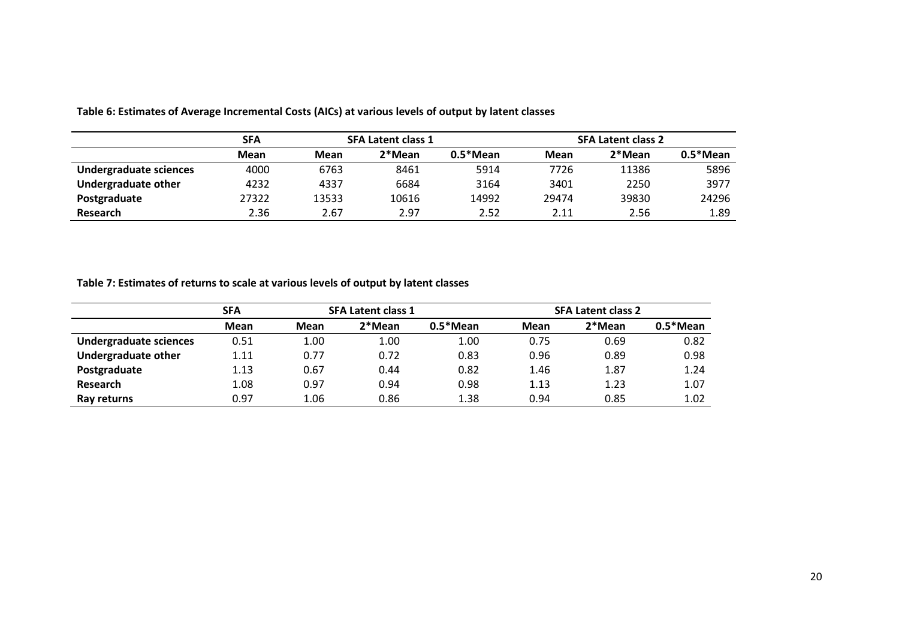**Table 6: Estimates of Average Incremental Costs (AICs) at various levels of output by latent classes**

| | SFA | SFA Latent class 1 | | | SFA Latent class 2 | | |
|---|---|---|---|---|---|---|---|
| | Mean | Mean | 2*Mean | 0.5*Mean | Mean | 2*Mean | 0.5*Mean |
| **Undergraduate sciences** | 4000 | 6763 | 8461 | 5914 | 7726 | 11386 | 5896 |
| **Undergraduate other** | 4232 | 4337 | 6684 | 3164 | 3401 | 2250 | 3977 |
| **Postgraduate** | 27322 | 13533 | 10616 | 14992 | 29474 | 39830 | 24296 |
| **Research** | 2.36 | 2.67 | 2.97 | 2.52 | 2.11 | 2.56 | 1.89 |

**Table 7: Estimates of returns to scale at various levels of output by latent classes**

| | SFA | SFA Latent class 1 | | | SFA Latent class 2 | | |
|---|---|---|---|---|---|---|---|
| | Mean | Mean | 2*Mean | 0.5*Mean | Mean | 2*Mean | 0.5*Mean |
| **Undergraduate sciences** | 0.51 | 1.00 | 1.00 | 1.00 | 0.75 | 0.69 | 0.82 |
| **Undergraduate other** | 1.11 | 0.77 | 0.72 | 0.83 | 0.96 | 0.89 | 0.98 |
| **Postgraduate** | 1.13 | 0.67 | 0.44 | 0.82 | 1.46 | 1.87 | 1.24 |
| **Research** | 1.08 | 0.97 | 0.94 | 0.98 | 1.13 | 1.23 | 1.07 |
| **Ray returns** | 0.97 | 1.06 | 0.86 | 1.38 | 0.94 | 0.85 | 1.02 |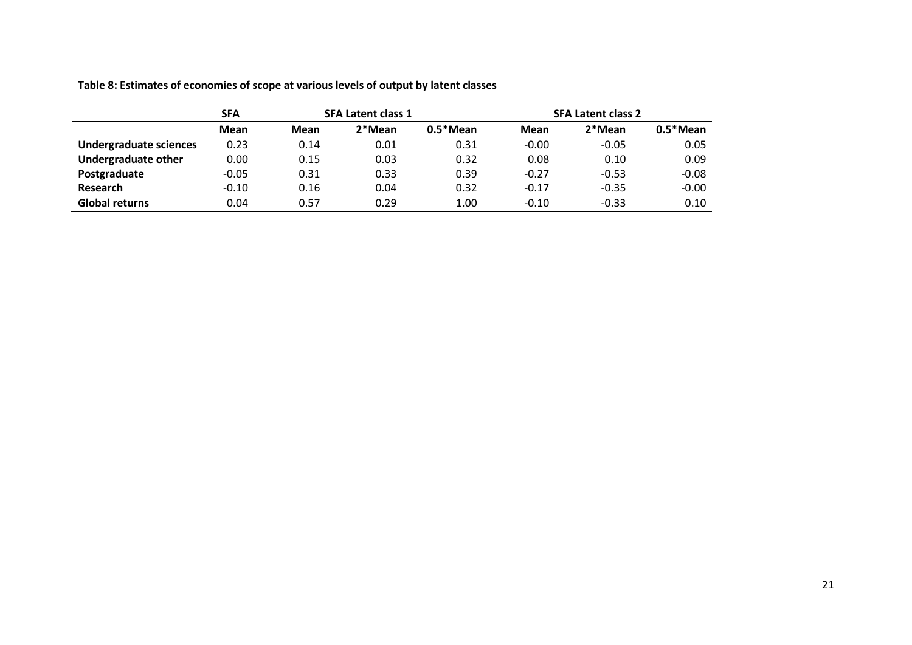**Table 8: Estimates of economies of scope at various levels of output by latent classes**

| | SFA | SFA Latent class 1 | | | SFA Latent class 2 | | |
|---|---|---|---|---|---|---|---|
| | **Mean** | **Mean** | **2*Mean** | **0.5*Mean** | **Mean** | **2*Mean** | **0.5*Mean** |
| **Undergraduate sciences** | 0.23 | 0.14 | 0.01 | 0.31 | -0.00 | -0.05 | 0.05 |
| **Undergraduate other** | 0.00 | 0.15 | 0.03 | 0.32 | 0.08 | 0.10 | 0.09 |
| **Postgraduate** | -0.05 | 0.31 | 0.33 | 0.39 | -0.27 | -0.53 | -0.08 |
| **Research** | -0.10 | 0.16 | 0.04 | 0.32 | -0.17 | -0.35 | -0.00 |
| **Global returns** | 0.04 | 0.57 | 0.29 | 1.00 | -0.10 | -0.33 | 0.10 |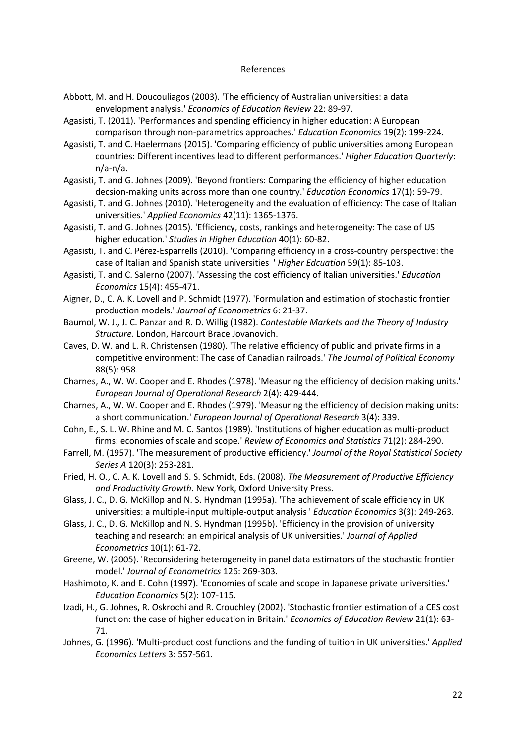# References

Abbott, M. and H. Doucouliagos (2003). 'The efficiency of Australian universities: a data envelopment analysis.' *Economics of Education Review* 22: 89-97.

Agasisti, T. (2011). 'Performances and spending efficiency in higher education: A European comparison through non-parametrics approaches.' *Education Economics* 19(2): 199-224.

Agasisti, T. and C. Haelermans (2015). 'Comparing efficiency of public universities among European countries: Different incentives lead to different performances.' *Higher Education Quarterly*: n/a-n/a.

Agasisti, T. and G. Johnes (2009). 'Beyond frontiers: Comparing the efficiency of higher education decsion-making units across more than one country.' *Education Economics* 17(1): 59-79.

Agasisti, T. and G. Johnes (2010). 'Heterogeneity and the evaluation of efficiency: The case of Italian universities.' *Applied Economics* 42(11): 1365-1376.

Agasisti, T. and G. Johnes (2015). 'Efficiency, costs, rankings and heterogeneity: The case of US higher education.' *Studies in Higher Education* 40(1): 60-82.

Agasisti, T. and C. Pérez-Esparrells (2010). 'Comparing efficiency in a cross-country perspective: the case of Italian and Spanish state universities ' *Higher Edcuation* 59(1): 85-103.

Agasisti, T. and C. Salerno (2007). 'Assessing the cost efficiency of Italian universities.' *Education Economics* 15(4): 455-471.

Aigner, D., C. A. K. Lovell and P. Schmidt (1977). 'Formulation and estimation of stochastic frontier production models.' *Journal of Econometrics* 6: 21-37.

Baumol, W. J., J. C. Panzar and R. D. Willig (1982). *Contestable Markets and the Theory of Industry Structure*. London, Harcourt Brace Jovanovich.

Caves, D. W. and L. R. Christensen (1980). 'The relative efficiency of public and private firms in a competitive environment: The case of Canadian railroads.' *The Journal of Political Economy* 88(5): 958.

Charnes, A., W. W. Cooper and E. Rhodes (1978). 'Measuring the efficiency of decision making units.' *European Journal of Operational Research* 2(4): 429-444.

Charnes, A., W. W. Cooper and E. Rhodes (1979). 'Measuring the efficiency of decision making units: a short communication.' *European Journal of Operational Research* 3(4): 339.

Cohn, E., S. L. W. Rhine and M. C. Santos (1989). 'Institutions of higher education as multi-product firms: economies of scale and scope.' *Review of Economics and Statistics* 71(2): 284-290.

Farrell, M. (1957). 'The measurement of productive efficiency.' *Journal of the Royal Statistical Society Series A* 120(3): 253-281.

Fried, H. O., C. A. K. Lovell and S. S. Schmidt, Eds. (2008). *The Measurement of Productive Efficiency and Productivity Growth*. New York, Oxford University Press.

Glass, J. C., D. G. McKillop and N. S. Hyndman (1995a). 'The achievement of scale efficiency in UK universities: a multiple-input multiple-output analysis ' *Education Economics* 3(3): 249-263.

Glass, J. C., D. G. McKillop and N. S. Hyndman (1995b). 'Efficiency in the provision of university teaching and research: an empirical analysis of UK universities.' *Journal of Applied Econometrics* 10(1): 61-72.

Greene, W. (2005). 'Reconsidering heterogeneity in panel data estimators of the stochastic frontier model.' *Journal of Econometrics* 126: 269-303.

Hashimoto, K. and E. Cohn (1997). 'Economies of scale and scope in Japanese private universities.' *Education Economics* 5(2): 107-115.

Izadi, H., G. Johnes, R. Oskrochi and R. Crouchley (2002). 'Stochastic frontier estimation of a CES cost function: the case of higher education in Britain.' *Economics of Education Review* 21(1): 63-71.

Johnes, G. (1996). 'Multi-product cost functions and the funding of tuition in UK universities.' *Applied Economics Letters* 3: 557-561.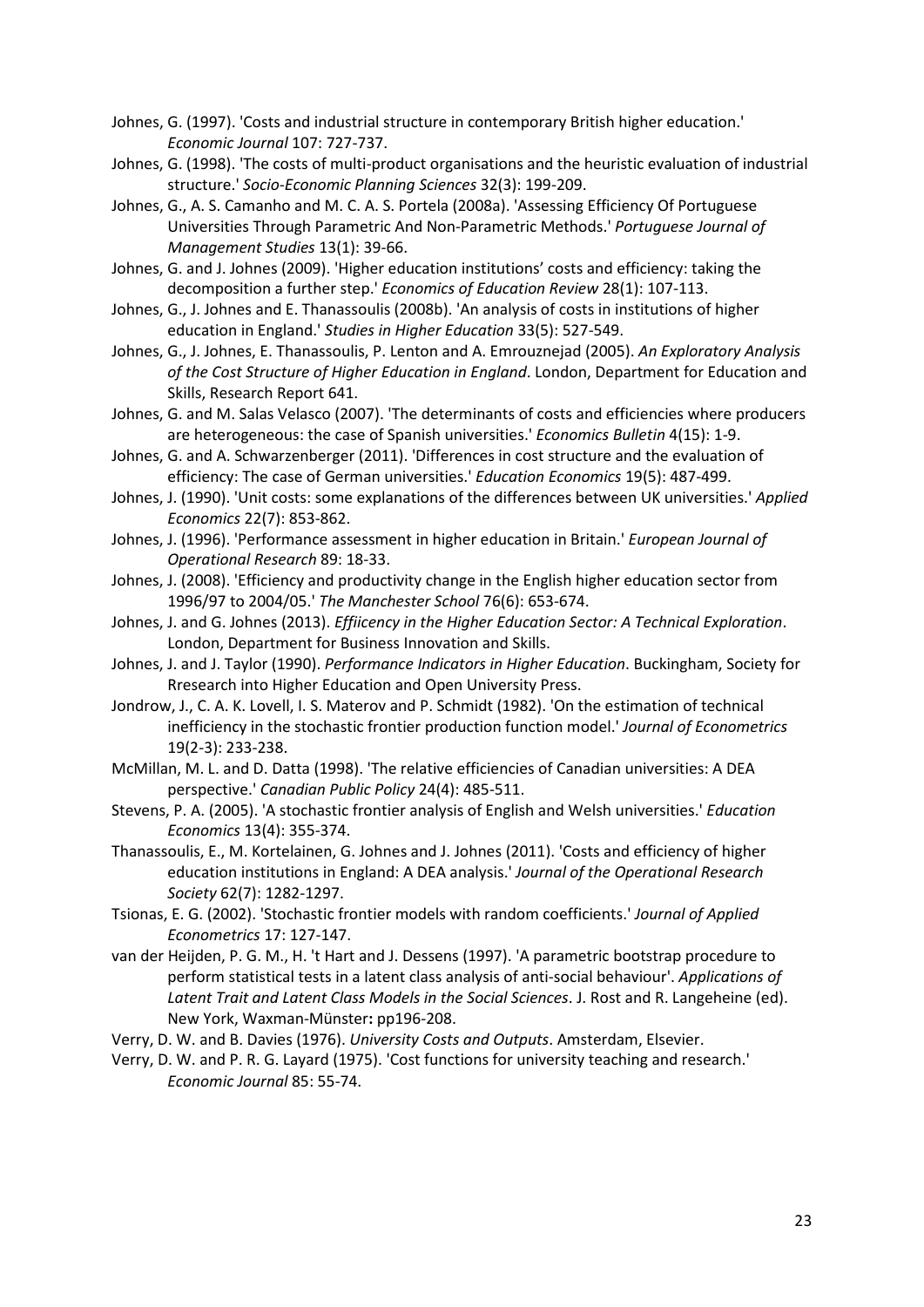Johnes, G. (1997). 'Costs and industrial structure in contemporary British higher education.' *Economic Journal* 107: 727-737.

Johnes, G. (1998). 'The costs of multi-product organisations and the heuristic evaluation of industrial structure.' *Socio-Economic Planning Sciences* 32(3): 199-209.

Johnes, G., A. S. Camanho and M. C. A. S. Portela (2008a). 'Assessing Efficiency Of Portuguese Universities Through Parametric And Non-Parametric Methods.' *Portuguese Journal of Management Studies* 13(1): 39-66.

Johnes, G. and J. Johnes (2009). 'Higher education institutions' costs and efficiency: taking the decomposition a further step.' *Economics of Education Review* 28(1): 107-113.

Johnes, G., J. Johnes and E. Thanassoulis (2008b). 'An analysis of costs in institutions of higher education in England.' *Studies in Higher Education* 33(5): 527-549.

Johnes, G., J. Johnes, E. Thanassoulis, P. Lenton and A. Emrouznejad (2005). *An Exploratory Analysis of the Cost Structure of Higher Education in England*. London, Department for Education and Skills, Research Report 641.

Johnes, G. and M. Salas Velasco (2007). 'The determinants of costs and efficiencies where producers are heterogeneous: the case of Spanish universities.' *Economics Bulletin* 4(15): 1-9.

Johnes, G. and A. Schwarzenberger (2011). 'Differences in cost structure and the evaluation of efficiency: The case of German universities.' *Education Economics* 19(5): 487-499.

Johnes, J. (1990). 'Unit costs: some explanations of the differences between UK universities.' *Applied Economics* 22(7): 853-862.

Johnes, J. (1996). 'Performance assessment in higher education in Britain.' *European Journal of Operational Research* 89: 18-33.

Johnes, J. (2008). 'Efficiency and productivity change in the English higher education sector from 1996/97 to 2004/05.' *The Manchester School* 76(6): 653-674.

Johnes, J. and G. Johnes (2013). *Effiicency in the Higher Education Sector: A Technical Exploration*. London, Department for Business Innovation and Skills.

Johnes, J. and J. Taylor (1990). *Performance Indicators in Higher Education*. Buckingham, Society for Rresearch into Higher Education and Open University Press.

Jondrow, J., C. A. K. Lovell, I. S. Materov and P. Schmidt (1982). 'On the estimation of technical inefficiency in the stochastic frontier production function model.' *Journal of Econometrics* 19(2-3): 233-238.

McMillan, M. L. and D. Datta (1998). 'The relative efficiencies of Canadian universities: A DEA perspective.' *Canadian Public Policy* 24(4): 485-511.

Stevens, P. A. (2005). 'A stochastic frontier analysis of English and Welsh universities.' *Education Economics* 13(4): 355-374.

Thanassoulis, E., M. Kortelainen, G. Johnes and J. Johnes (2011). 'Costs and efficiency of higher education institutions in England: A DEA analysis.' *Journal of the Operational Research Society* 62(7): 1282-1297.

Tsionas, E. G. (2002). 'Stochastic frontier models with random coefficients.' *Journal of Applied Econometrics* 17: 127-147.

van der Heijden, P. G. M., H. 't Hart and J. Dessens (1997). 'A parametric bootstrap procedure to perform statistical tests in a latent class analysis of anti-social behaviour'. *Applications of Latent Trait and Latent Class Models in the Social Sciences*. J. Rost and R. Langeheine (ed). New York, Waxman-Münster**:** pp196-208.

Verry, D. W. and B. Davies (1976). *University Costs and Outputs*. Amsterdam, Elsevier.

Verry, D. W. and P. R. G. Layard (1975). 'Cost functions for university teaching and research.' *Economic Journal* 85: 55-74.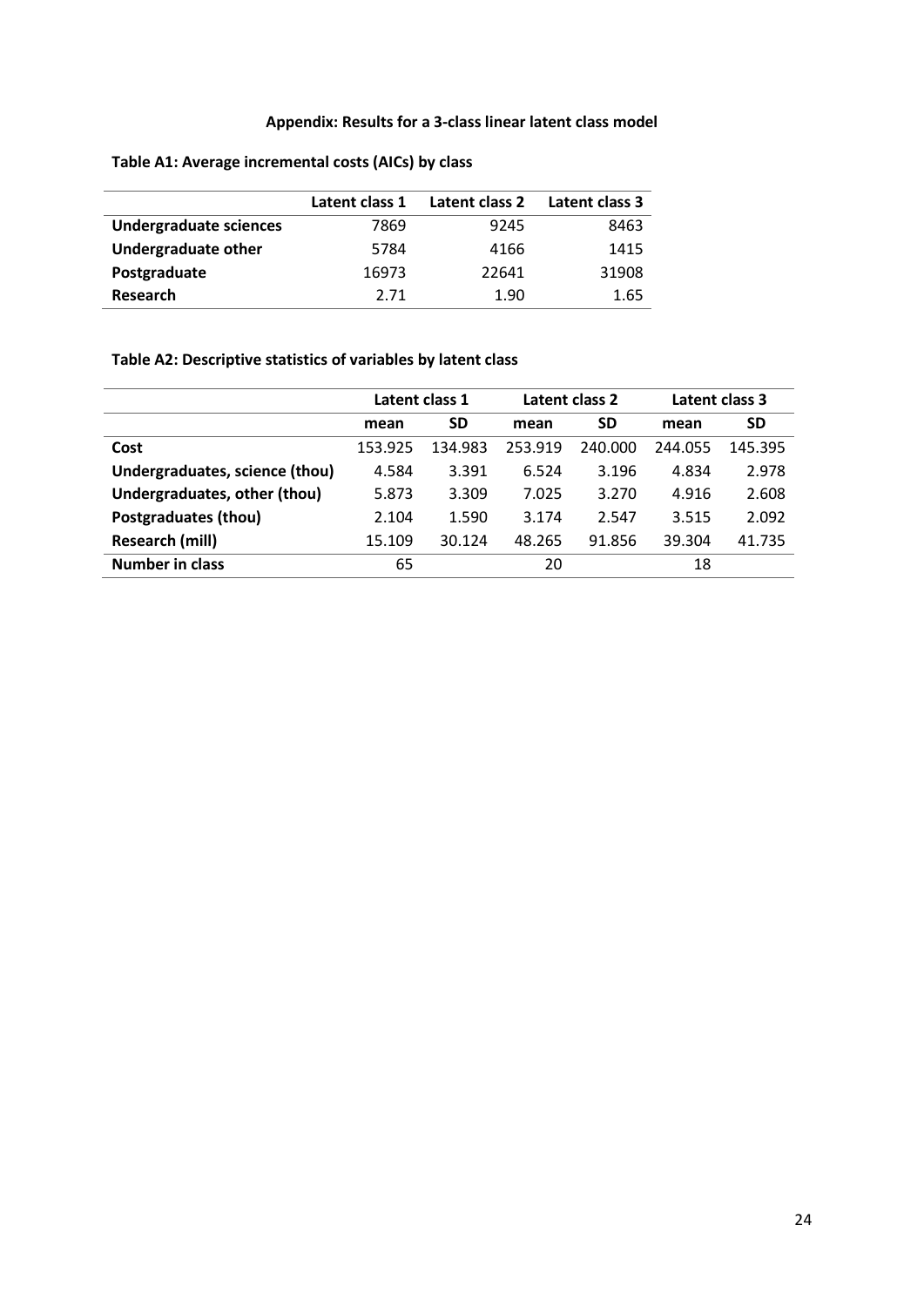## Appendix: Results for a 3-class linear latent class model

**Table A1: Average incremental costs (AICs) by class**

| | Latent class 1 | Latent class 2 | Latent class 3 |
|---|---|---|---|
| **Undergraduate sciences** | 7869 | 9245 | 8463 |
| **Undergraduate other** | 5784 | 4166 | 1415 |
| **Postgraduate** | 16973 | 22641 | 31908 |
| **Research** | 2.71 | 1.90 | 1.65 |

**Table A2: Descriptive statistics of variables by latent class**

| | Latent class 1 | | Latent class 2 | | Latent class 3 | |
|---|---|---|---|---|---|---|
| | **mean** | **SD** | **mean** | **SD** | **mean** | **SD** |
| **Cost** | 153.925 | 134.983 | 253.919 | 240.000 | 244.055 | 145.395 |
| **Undergraduates, science (thou)** | 4.584 | 3.391 | 6.524 | 3.196 | 4.834 | 2.978 |
| **Undergraduates, other (thou)** | 5.873 | 3.309 | 7.025 | 3.270 | 4.916 | 2.608 |
| **Postgraduates (thou)** | 2.104 | 1.590 | 3.174 | 2.547 | 3.515 | 2.092 |
| **Research (mill)** | 15.109 | 30.124 | 48.265 | 91.856 | 39.304 | 41.735 |
| **Number in class** | 65 | | 20 | | 18 | |